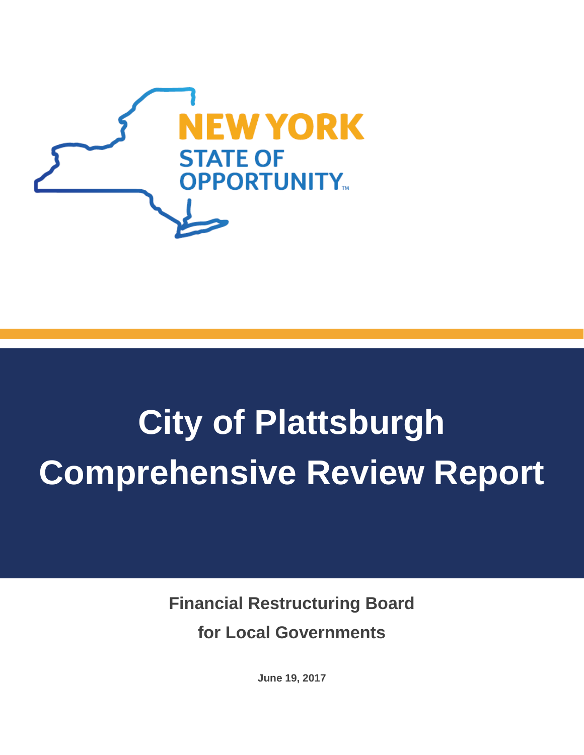NEW YORK
STATE OF
OPPORTUNITY™

# City of Plattsburgh Comprehensive Review Report

**Financial Restructuring Board**

**for Local Governments**

**June 19, 2017**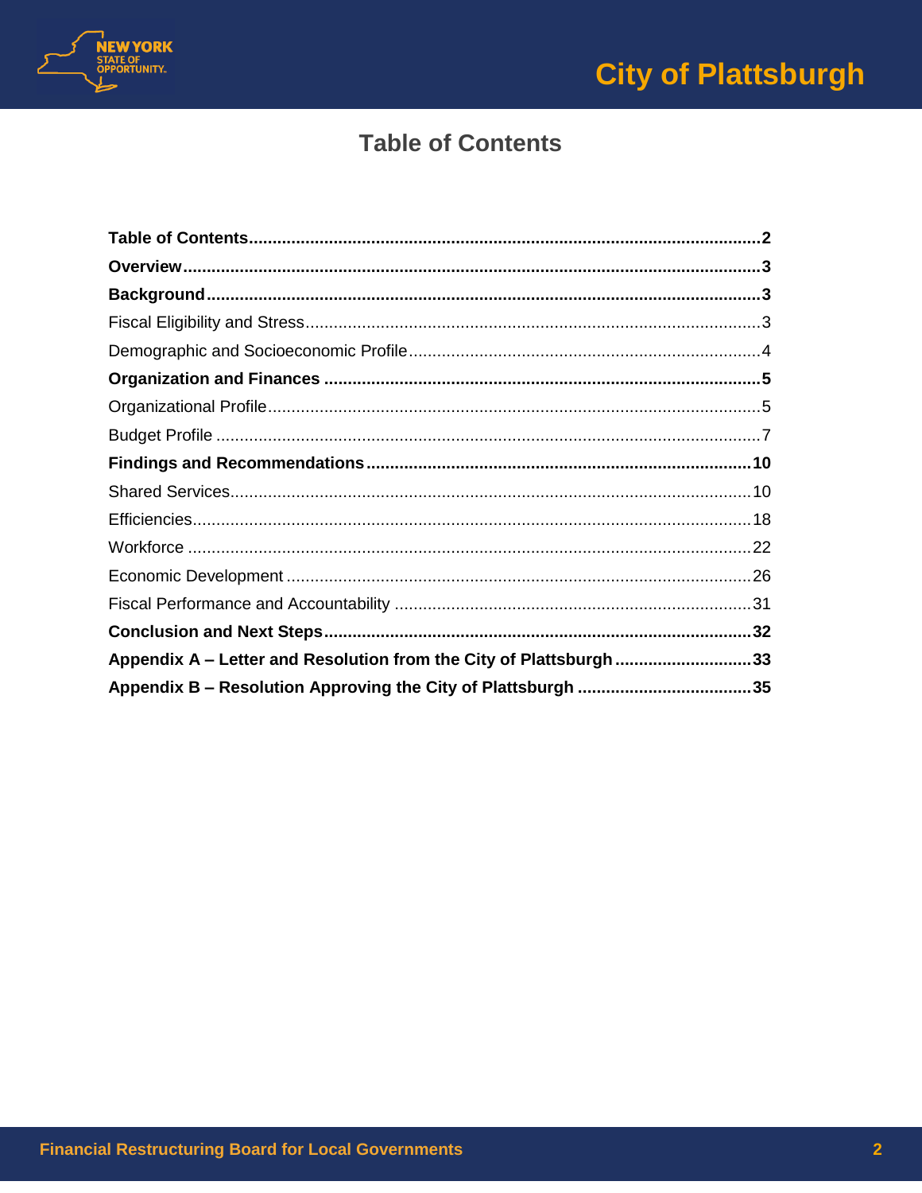# Table of Contents

**Table of Contents** .................................................. **2**

**Overview** .................................................. **3**

**Background** .................................................. **3**

Fiscal Eligibility and Stress .................................................. 3

Demographic and Socioeconomic Profile .................................................. 4

**Organization and Finances** .................................................. **5**

Organizational Profile .................................................. 5

Budget Profile .................................................. 7

**Findings and Recommendations** .................................................. **10**

Shared Services .................................................. 10

Efficiencies .................................................. 18

Workforce .................................................. 22

Economic Development .................................................. 26

Fiscal Performance and Accountability .................................................. 31

**Conclusion and Next Steps** .................................................. **32**

**Appendix A – Letter and Resolution from the City of Plattsburgh** .................................................. **33**

**Appendix B – Resolution Approving the City of Plattsburgh** .................................................. **35**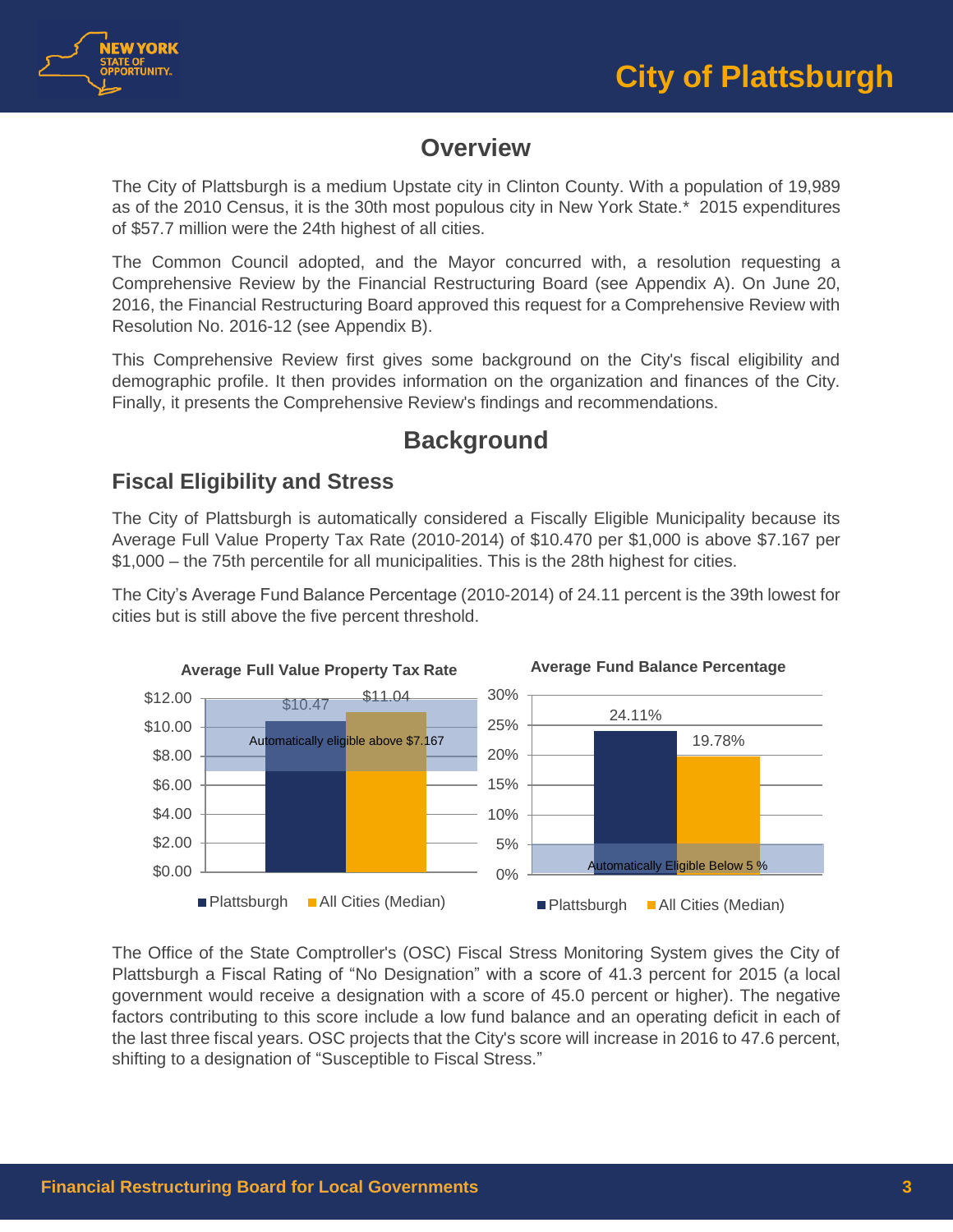## Overview

The City of Plattsburgh is a medium Upstate city in Clinton County. With a population of 19,989 as of the 2010 Census, it is the 30th most populous city in New York State.* 2015 expenditures of $57.7 million were the 24th highest of all cities.

The Common Council adopted, and the Mayor concurred with, a resolution requesting a Comprehensive Review by the Financial Restructuring Board (see Appendix A). On June 20, 2016, the Financial Restructuring Board approved this request for a Comprehensive Review with Resolution No. 2016-12 (see Appendix B).

This Comprehensive Review first gives some background on the City's fiscal eligibility and demographic profile. It then provides information on the organization and finances of the City. Finally, it presents the Comprehensive Review's findings and recommendations.

## Background

### Fiscal Eligibility and Stress

The City of Plattsburgh is automatically considered a Fiscally Eligible Municipality because its Average Full Value Property Tax Rate (2010-2014) of $10.470 per $1,000 is above $7.167 per $1,000 – the 75th percentile for all municipalities. This is the 28th highest for cities.

The City's Average Fund Balance Percentage (2010-2014) of 24.11 percent is the 39th lowest for cities but is still above the five percent threshold.

**Average Full Value Property Tax Rate**

| | Plattsburgh | All Cities (Median) |
|---|---|---|
| Average Full Value Property Tax Rate | $10.47 | $11.04 |

Automatically eligible above $7.167

**Average Fund Balance Percentage**

| | Plattsburgh | All Cities (Median) |
|---|---|---|
| Average Fund Balance Percentage | 24.11% | 19.78% |

Automatically Eligible Below 5 %

The Office of the State Comptroller's (OSC) Fiscal Stress Monitoring System gives the City of Plattsburgh a Fiscal Rating of "No Designation" with a score of 41.3 percent for 2015 (a local government would receive a designation with a score of 45.0 percent or higher). The negative factors contributing to this score include a low fund balance and an operating deficit in each of the last three fiscal years. OSC projects that the City's score will increase in 2016 to 47.6 percent, shifting to a designation of "Susceptible to Fiscal Stress."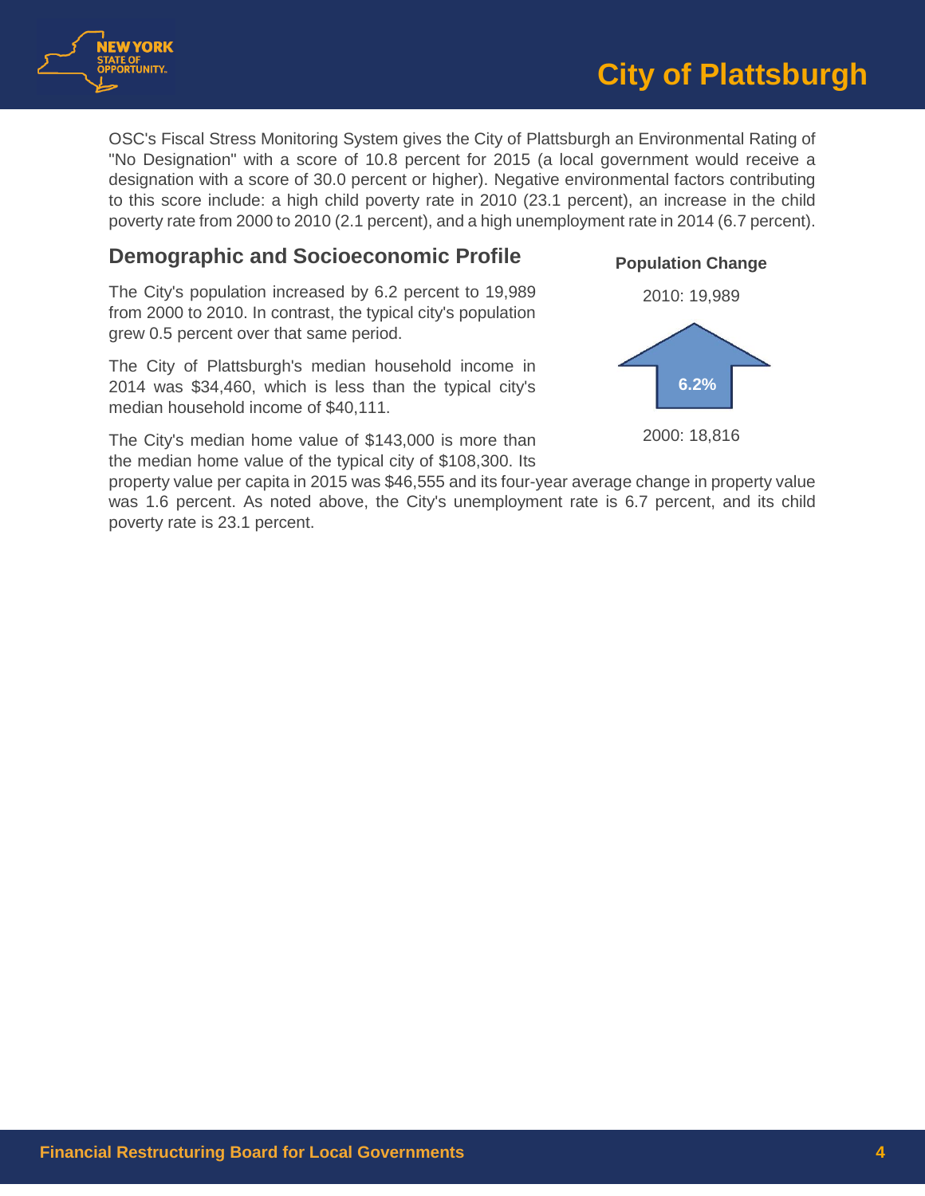# City of Plattsburgh

OSC's Fiscal Stress Monitoring System gives the City of Plattsburgh an Environmental Rating of "No Designation" with a score of 10.8 percent for 2015 (a local government would receive a designation with a score of 30.0 percent or higher). Negative environmental factors contributing to this score include: a high child poverty rate in 2010 (23.1 percent), an increase in the child poverty rate from 2000 to 2010 (2.1 percent), and a high unemployment rate in 2014 (6.7 percent).

## Demographic and Socioeconomic Profile

The City's population increased by 6.2 percent to 19,989 from 2000 to 2010. In contrast, the typical city's population grew 0.5 percent over that same period.

The City of Plattsburgh's median household income in 2014 was $34,460, which is less than the typical city's median household income of $40,111.

The City's median home value of $143,000 is more than the median home value of the typical city of $108,300. Its property value per capita in 2015 was $46,555 and its four-year average change in property value was 1.6 percent. As noted above, the City's unemployment rate is 6.7 percent, and its child poverty rate is 23.1 percent.

**Population Change**

2010: 19,989

6.2%

2000: 18,816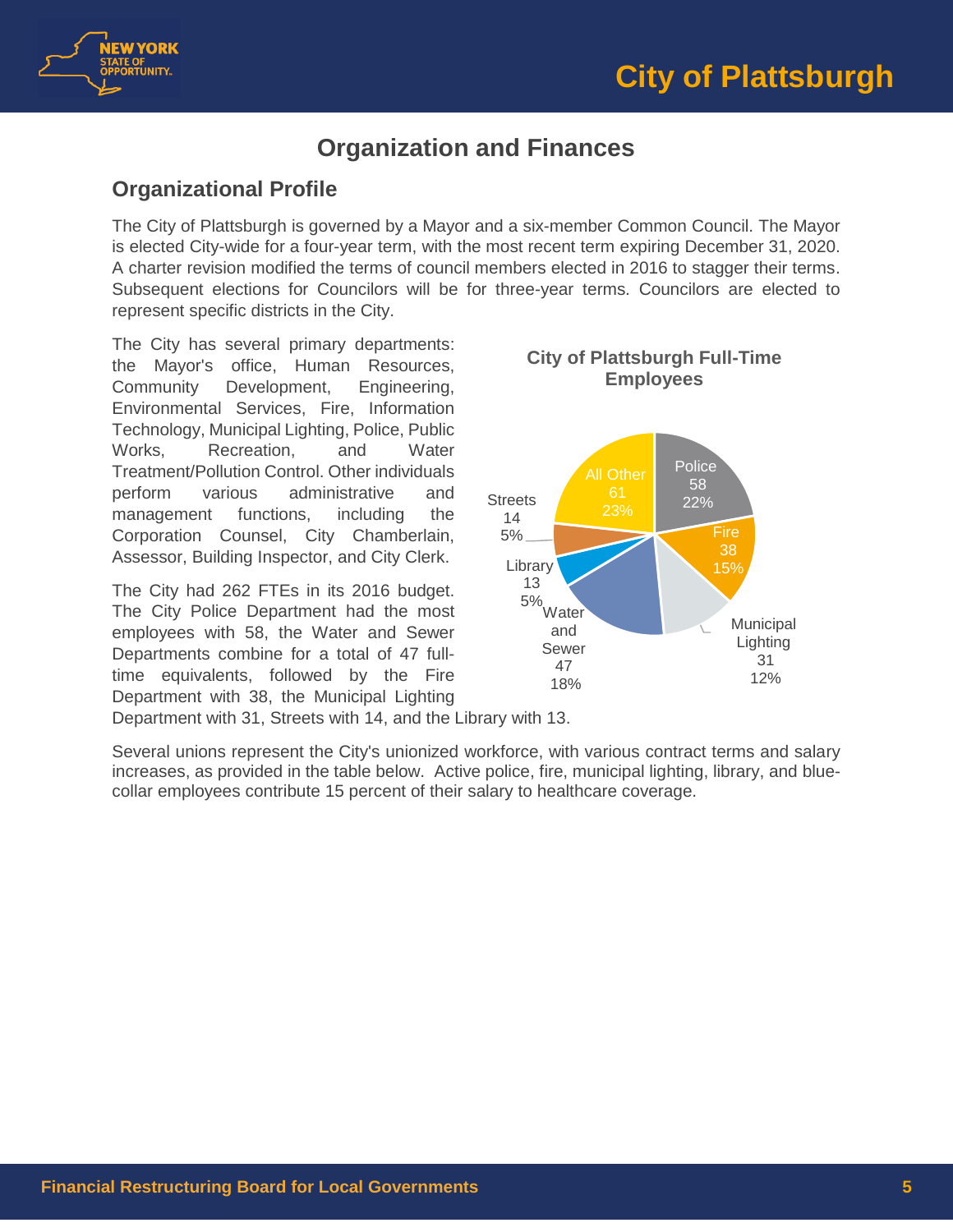## Organization and Finances

### Organizational Profile

The City of Plattsburgh is governed by a Mayor and a six-member Common Council. The Mayor is elected City-wide for a four-year term, with the most recent term expiring December 31, 2020. A charter revision modified the terms of council members elected in 2016 to stagger their terms. Subsequent elections for Councilors will be for three-year terms. Councilors are elected to represent specific districts in the City.

The City has several primary departments: the Mayor's office, Human Resources, Community Development, Engineering, Environmental Services, Fire, Information Technology, Municipal Lighting, Police, Public Works, Recreation, and Water Treatment/Pollution Control. Other individuals perform various administrative and management functions, including the Corporation Counsel, City Chamberlain, Assessor, Building Inspector, and City Clerk.

The City had 262 FTEs in its 2016 budget. The City Police Department had the most employees with 58, the Water and Sewer Departments combine for a total of 47 full-time equivalents, followed by the Fire Department with 38, the Municipal Lighting Department with 31, Streets with 14, and the Library with 13.

**City of Plattsburgh Full-Time Employees**

| Department | Employees | Percent |
|---|---|---|
| Police | 58 | 22% |
| Fire | 38 | 15% |
| Municipal Lighting | 31 | 12% |
| Water and Sewer | 47 | 18% |
| Library | 13 | 5% |
| Streets | 14 | 5% |
| All Other | 61 | 23% |

Several unions represent the City's unionized workforce, with various contract terms and salary increases, as provided in the table below. Active police, fire, municipal lighting, library, and blue-collar employees contribute 15 percent of their salary to healthcare coverage.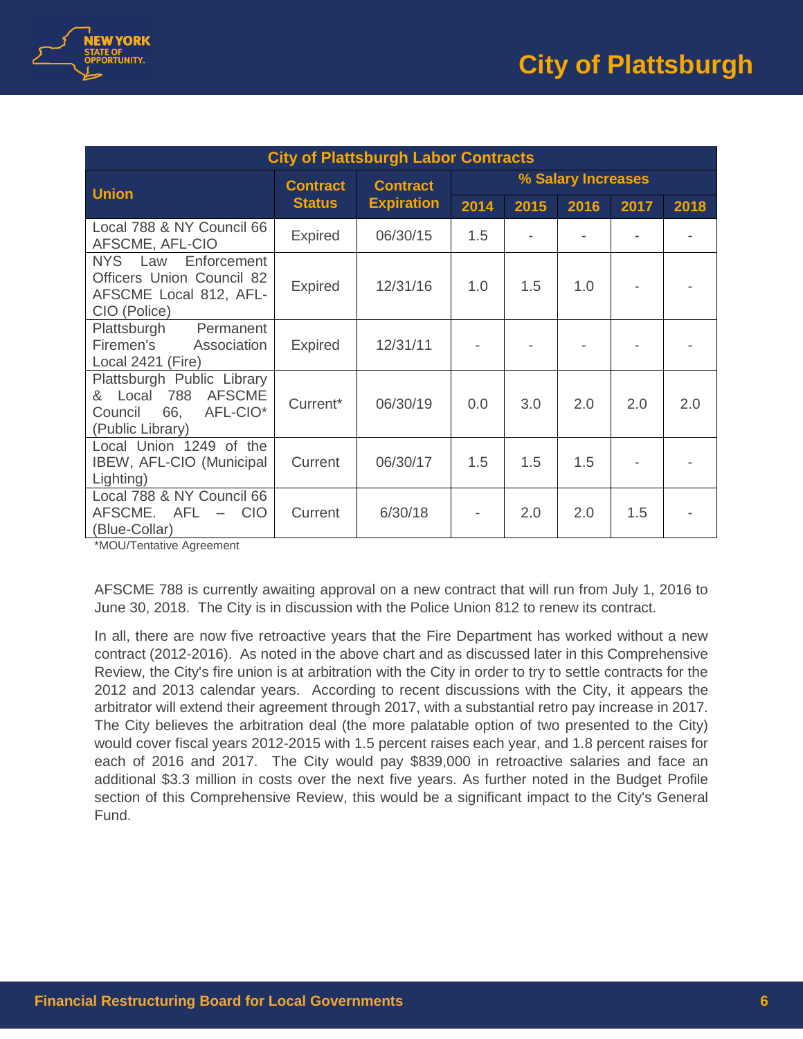| City of Plattsburgh Labor Contracts | | | | | | | |
|---|---|---|---|---|---|---|---|
| Union | Contract Status | Contract Expiration | % Salary Increases | | | | |
| | | | 2014 | 2015 | 2016 | 2017 | 2018 |
| Local 788 & NY Council 66 AFSCME, AFL-CIO | Expired | 06/30/15 | 1.5 | - | - | - | - |
| NYS Law Enforcement Officers Union Council 82 AFSCME Local 812, AFL-CIO (Police) | Expired | 12/31/16 | 1.0 | 1.5 | 1.0 | - | - |
| Plattsburgh Permanent Firemen's Association Local 2421 (Fire) | Expired | 12/31/11 | - | - | - | - | - |
| Plattsburgh Public Library & Local 788 AFSCME Council 66, AFL-CIO* (Public Library) | Current* | 06/30/19 | 0.0 | 3.0 | 2.0 | 2.0 | 2.0 |
| Local Union 1249 of the IBEW, AFL-CIO (Municipal Lighting) | Current | 06/30/17 | 1.5 | 1.5 | 1.5 | - | - |
| Local 788 & NY Council 66 AFSCME. AFL – CIO (Blue-Collar) | Current | 6/30/18 | - | 2.0 | 2.0 | 1.5 | - |

*MOU/Tentative Agreement

AFSCME 788 is currently awaiting approval on a new contract that will run from July 1, 2016 to June 30, 2018. The City is in discussion with the Police Union 812 to renew its contract.

In all, there are now five retroactive years that the Fire Department has worked without a new contract (2012-2016). As noted in the above chart and as discussed later in this Comprehensive Review, the City's fire union is at arbitration with the City in order to try to settle contracts for the 2012 and 2013 calendar years. According to recent discussions with the City, it appears the arbitrator will extend their agreement through 2017, with a substantial retro pay increase in 2017. The City believes the arbitration deal (the more palatable option of two presented to the City) would cover fiscal years 2012-2015 with 1.5 percent raises each year, and 1.8 percent raises for each of 2016 and 2017. The City would pay $839,000 in retroactive salaries and face an additional $3.3 million in costs over the next five years. As further noted in the Budget Profile section of this Comprehensive Review, this would be a significant impact to the City's General Fund.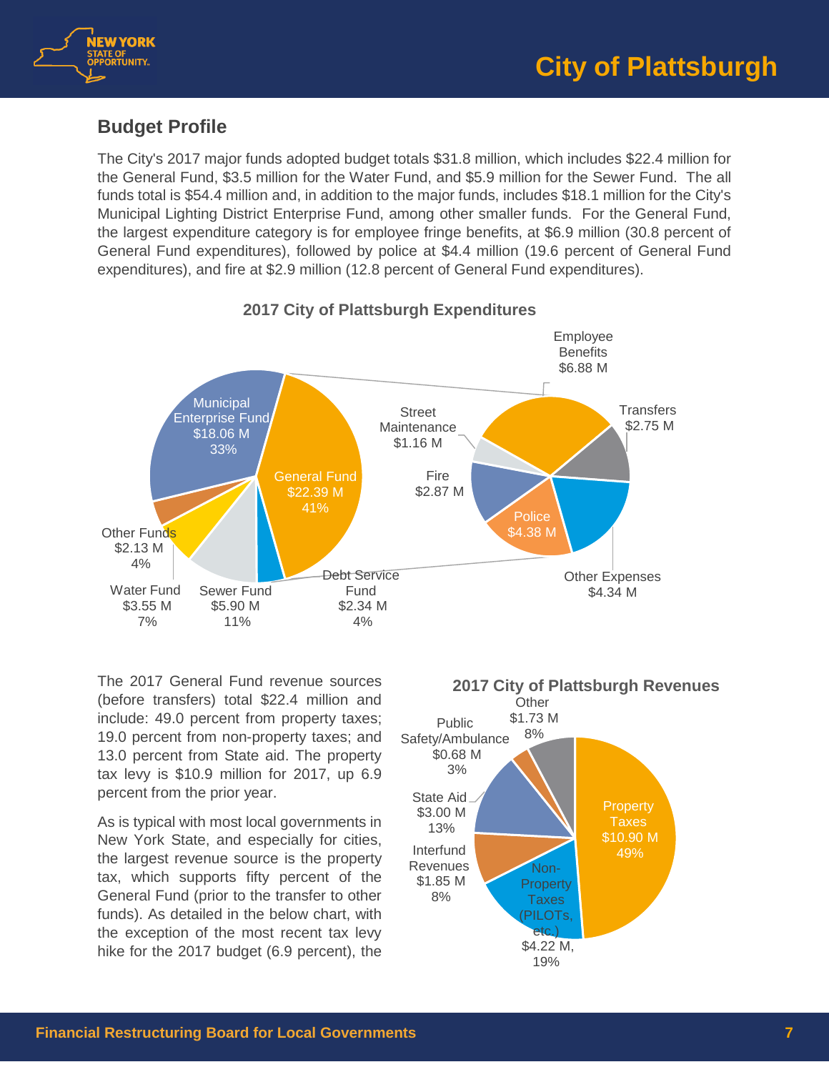## Budget Profile

The City's 2017 major funds adopted budget totals $31.8 million, which includes $22.4 million for the General Fund, $3.5 million for the Water Fund, and $5.9 million for the Sewer Fund. The all funds total is $54.4 million and, in addition to the major funds, includes $18.1 million for the City's Municipal Lighting District Enterprise Fund, among other smaller funds. For the General Fund, the largest expenditure category is for employee fringe benefits, at $6.9 million (30.8 percent of General Fund expenditures), followed by police at $4.4 million (19.6 percent of General Fund expenditures), and fire at $2.9 million (12.8 percent of General Fund expenditures).

**2017 City of Plattsburgh Expenditures**

| Fund | Amount | Share |
|---|---|---|
| Municipal Enterprise Fund | $18.06 M | 33% |
| General Fund | $22.39 M | 41% |
| Debt Service Fund | $2.34 M | 4% |
| Sewer Fund | $5.90 M | 11% |
| Water Fund | $3.55 M | 7% |
| Other Funds | $2.13 M | 4% |

| General Fund Category | Amount |
|---|---|
| Employee Benefits | $6.88 M |
| Transfers | $2.75 M |
| Other Expenses | $4.34 M |
| Police | $4.38 M |
| Fire | $2.87 M |
| Street Maintenance | $1.16 M |

The 2017 General Fund revenue sources (before transfers) total $22.4 million and include: 49.0 percent from property taxes; 19.0 percent from non-property taxes; and 13.0 percent from State aid. The property tax levy is $10.9 million for 2017, up 6.9 percent from the prior year.

As is typical with most local governments in New York State, and especially for cities, the largest revenue source is the property tax, which supports fifty percent of the General Fund (prior to the transfer to other funds). As detailed in the below chart, with the exception of the most recent tax levy hike for the 2017 budget (6.9 percent), the

**2017 City of Plattsburgh Revenues**

| Revenue Source | Amount | Share |
|---|---|---|
| Property Taxes | $10.90 M | 49% |
| Non-Property Taxes (PILOTs, etc.) | $4.22 M | 19% |
| Interfund Revenues | $1.85 M | 8% |
| State Aid | $3.00 M | 13% |
| Public Safety/Ambulance | $0.68 M | 3% |
| Other | $1.73 M | 8% |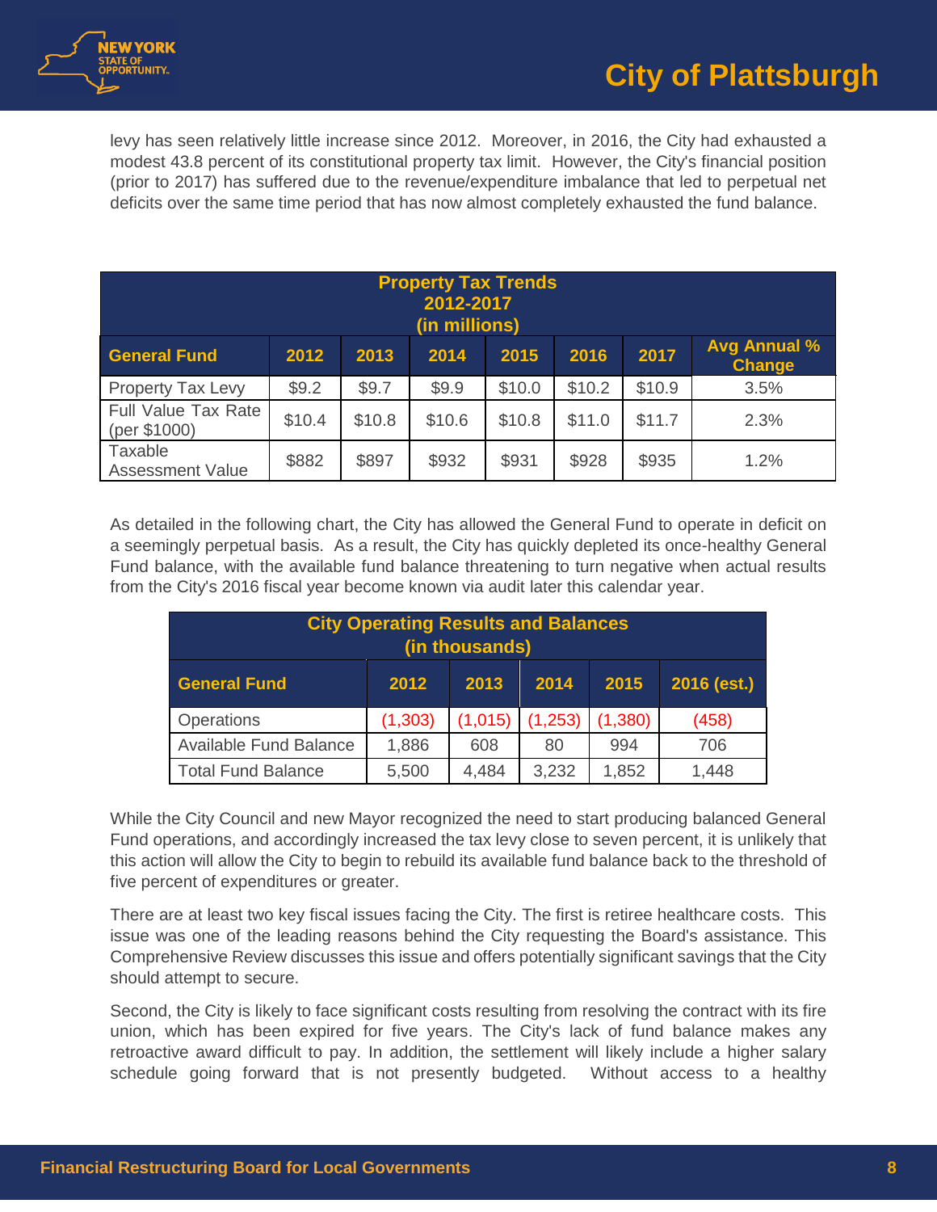levy has seen relatively little increase since 2012. Moreover, in 2016, the City had exhausted a modest 43.8 percent of its constitutional property tax limit. However, the City's financial position (prior to 2017) has suffered due to the revenue/expenditure imbalance that led to perpetual net deficits over the same time period that has now almost completely exhausted the fund balance.

| Property Tax Trends 2012-2017 (in millions) | | | | | | | |
|---|---|---|---|---|---|---|---|
| **General Fund** | **2012** | **2013** | **2014** | **2015** | **2016** | **2017** | **Avg Annual % Change** |
| Property Tax Levy | $9.2 | $9.7 | $9.9 | $10.0 | $10.2 | $10.9 | 3.5% |
| Full Value Tax Rate (per $1000) | $10.4 | $10.8 | $10.6 | $10.8 | $11.0 | $11.7 | 2.3% |
| Taxable Assessment Value | $882 | $897 | $932 | $931 | $928 | $935 | 1.2% |

As detailed in the following chart, the City has allowed the General Fund to operate in deficit on a seemingly perpetual basis. As a result, the City has quickly depleted its once-healthy General Fund balance, with the available fund balance threatening to turn negative when actual results from the City's 2016 fiscal year become known via audit later this calendar year.

| City Operating Results and Balances (in thousands) | | | | | |
|---|---|---|---|---|---|
| **General Fund** | **2012** | **2013** | **2014** | **2015** | **2016 (est.)** |
| Operations | (1,303) | (1,015) | (1,253) | (1,380) | (458) |
| Available Fund Balance | 1,886 | 608 | 80 | 994 | 706 |
| Total Fund Balance | 5,500 | 4,484 | 3,232 | 1,852 | 1,448 |

While the City Council and new Mayor recognized the need to start producing balanced General Fund operations, and accordingly increased the tax levy close to seven percent, it is unlikely that this action will allow the City to begin to rebuild its available fund balance back to the threshold of five percent of expenditures or greater.

There are at least two key fiscal issues facing the City. The first is retiree healthcare costs. This issue was one of the leading reasons behind the City requesting the Board's assistance. This Comprehensive Review discusses this issue and offers potentially significant savings that the City should attempt to secure.

Second, the City is likely to face significant costs resulting from resolving the contract with its fire union, which has been expired for five years. The City's lack of fund balance makes any retroactive award difficult to pay. In addition, the settlement will likely include a higher salary schedule going forward that is not presently budgeted. Without access to a healthy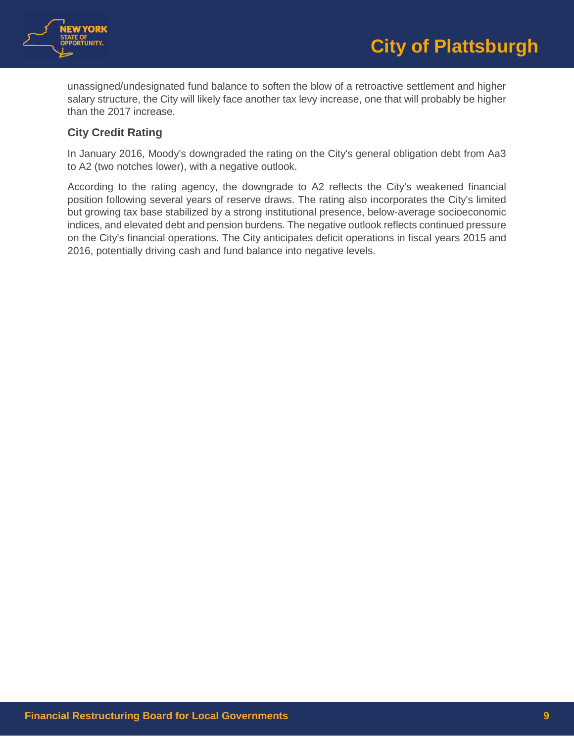unassigned/undesignated fund balance to soften the blow of a retroactive settlement and higher salary structure, the City will likely face another tax levy increase, one that will probably be higher than the 2017 increase.

### City Credit Rating

In January 2016, Moody's downgraded the rating on the City's general obligation debt from Aa3 to A2 (two notches lower), with a negative outlook.

According to the rating agency, the downgrade to A2 reflects the City's weakened financial position following several years of reserve draws. The rating also incorporates the City's limited but growing tax base stabilized by a strong institutional presence, below-average socioeconomic indices, and elevated debt and pension burdens. The negative outlook reflects continued pressure on the City's financial operations. The City anticipates deficit operations in fiscal years 2015 and 2016, potentially driving cash and fund balance into negative levels.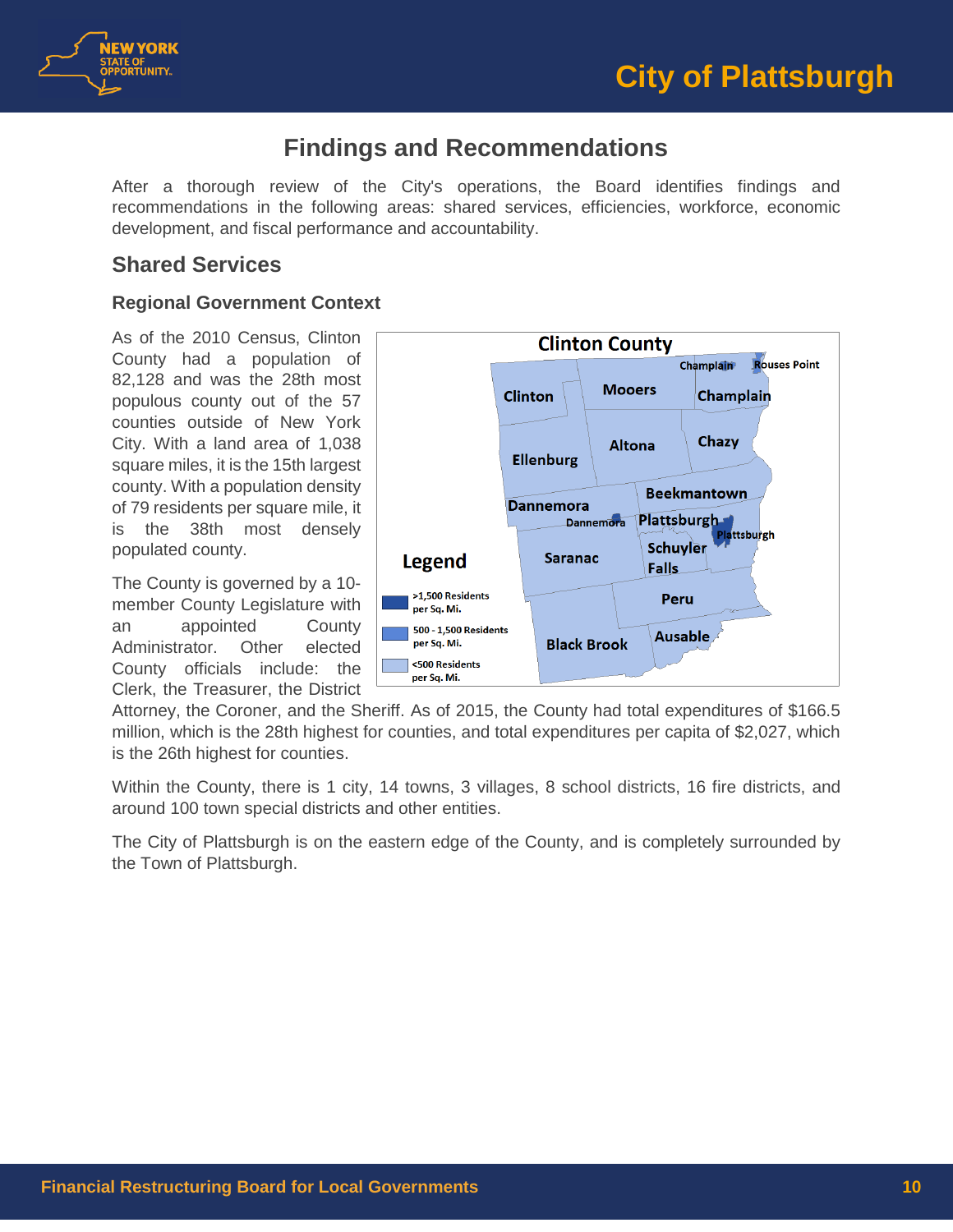## Findings and Recommendations

After a thorough review of the City's operations, the Board identifies findings and recommendations in the following areas: shared services, efficiencies, workforce, economic development, and fiscal performance and accountability.

### Shared Services

#### Regional Government Context

As of the 2010 Census, Clinton County had a population of 82,128 and was the 28th most populous county out of the 57 counties outside of New York City. With a land area of 1,038 square miles, it is the 15th largest county. With a population density of 79 residents per square mile, it is the 38th most densely populated county.

The County is governed by a 10-member County Legislature with an appointed County Administrator. Other elected County officials include: the Clerk, the Treasurer, the District Attorney, the Coroner, and the Sheriff. As of 2015, the County had total expenditures of $166.5 million, which is the 28th highest for counties, and total expenditures per capita of $2,027, which is the 26th highest for counties.

Within the County, there is 1 city, 14 towns, 3 villages, 8 school districts, 16 fire districts, and around 100 town special districts and other entities.

The City of Plattsburgh is on the eastern edge of the County, and is completely surrounded by the Town of Plattsburgh.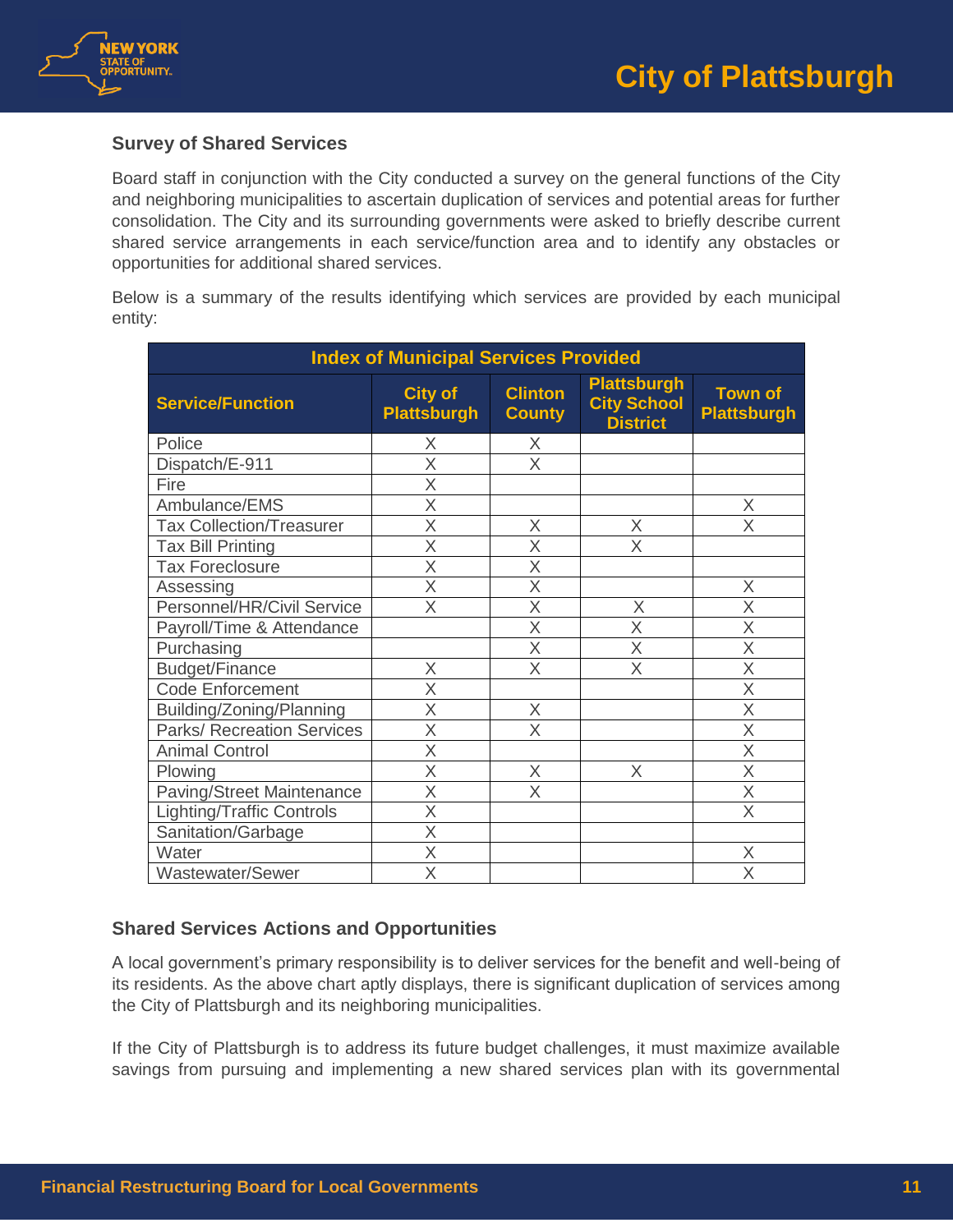### Survey of Shared Services

Board staff in conjunction with the City conducted a survey on the general functions of the City and neighboring municipalities to ascertain duplication of services and potential areas for further consolidation. The City and its surrounding governments were asked to briefly describe current shared service arrangements in each service/function area and to identify any obstacles or opportunities for additional shared services.

Below is a summary of the results identifying which services are provided by each municipal entity:

**Index of Municipal Services Provided**

| Service/Function | City of Plattsburgh | Clinton County | Plattsburgh City School District | Town of Plattsburgh |
|---|---|---|---|---|
| Police | X | X | | |
| Dispatch/E-911 | X | X | | |
| Fire | X | | | |
| Ambulance/EMS | X | | | X |
| Tax Collection/Treasurer | X | X | X | X |
| Tax Bill Printing | X | X | X | |
| Tax Foreclosure | X | X | | |
| Assessing | X | X | | X |
| Personnel/HR/Civil Service | X | X | X | X |
| Payroll/Time & Attendance | | X | X | X |
| Purchasing | | X | X | X |
| Budget/Finance | X | X | X | X |
| Code Enforcement | X | | | X |
| Building/Zoning/Planning | X | X | | X |
| Parks/ Recreation Services | X | X | | X |
| Animal Control | X | | | X |
| Plowing | X | X | X | X |
| Paving/Street Maintenance | X | X | | X |
| Lighting/Traffic Controls | X | | | X |
| Sanitation/Garbage | X | | | |
| Water | X | | | X |
| Wastewater/Sewer | X | | | X |

### Shared Services Actions and Opportunities

A local government's primary responsibility is to deliver services for the benefit and well-being of its residents. As the above chart aptly displays, there is significant duplication of services among the City of Plattsburgh and its neighboring municipalities.

If the City of Plattsburgh is to address its future budget challenges, it must maximize available savings from pursuing and implementing a new shared services plan with its governmental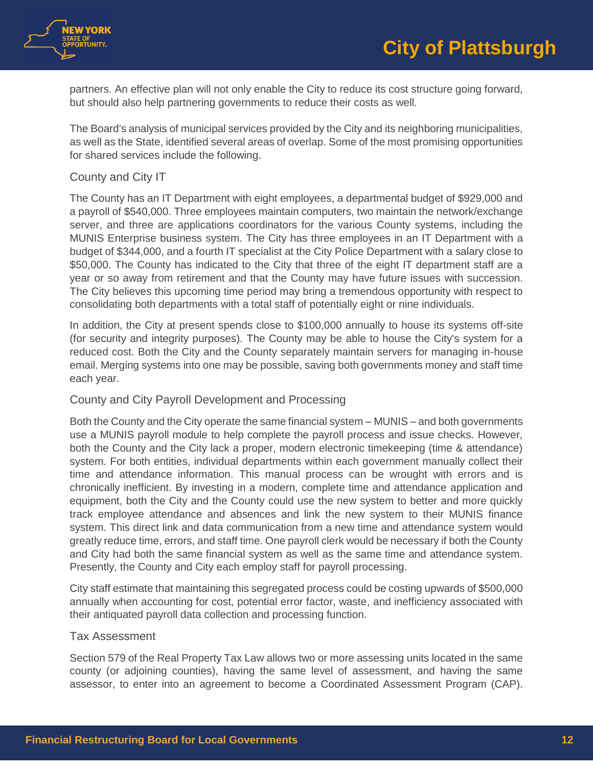partners. An effective plan will not only enable the City to reduce its cost structure going forward, but should also help partnering governments to reduce their costs as well.

The Board's analysis of municipal services provided by the City and its neighboring municipalities, as well as the State, identified several areas of overlap. Some of the most promising opportunities for shared services include the following.

### County and City IT

The County has an IT Department with eight employees, a departmental budget of $929,000 and a payroll of $540,000. Three employees maintain computers, two maintain the network/exchange server, and three are applications coordinators for the various County systems, including the MUNIS Enterprise business system. The City has three employees in an IT Department with a budget of $344,000, and a fourth IT specialist at the City Police Department with a salary close to $50,000. The County has indicated to the City that three of the eight IT department staff are a year or so away from retirement and that the County may have future issues with succession. The City believes this upcoming time period may bring a tremendous opportunity with respect to consolidating both departments with a total staff of potentially eight or nine individuals.

In addition, the City at present spends close to $100,000 annually to house its systems off-site (for security and integrity purposes). The County may be able to house the City's system for a reduced cost. Both the City and the County separately maintain servers for managing in-house email. Merging systems into one may be possible, saving both governments money and staff time each year.

### County and City Payroll Development and Processing

Both the County and the City operate the same financial system – MUNIS – and both governments use a MUNIS payroll module to help complete the payroll process and issue checks. However, both the County and the City lack a proper, modern electronic timekeeping (time & attendance) system. For both entities, individual departments within each government manually collect their time and attendance information. This manual process can be wrought with errors and is chronically inefficient. By investing in a modern, complete time and attendance application and equipment, both the City and the County could use the new system to better and more quickly track employee attendance and absences and link the new system to their MUNIS finance system. This direct link and data communication from a new time and attendance system would greatly reduce time, errors, and staff time. One payroll clerk would be necessary if both the County and City had both the same financial system as well as the same time and attendance system. Presently, the County and City each employ staff for payroll processing.

City staff estimate that maintaining this segregated process could be costing upwards of $500,000 annually when accounting for cost, potential error factor, waste, and inefficiency associated with their antiquated payroll data collection and processing function.

### Tax Assessment

Section 579 of the Real Property Tax Law allows two or more assessing units located in the same county (or adjoining counties), having the same level of assessment, and having the same assessor, to enter into an agreement to become a Coordinated Assessment Program (CAP).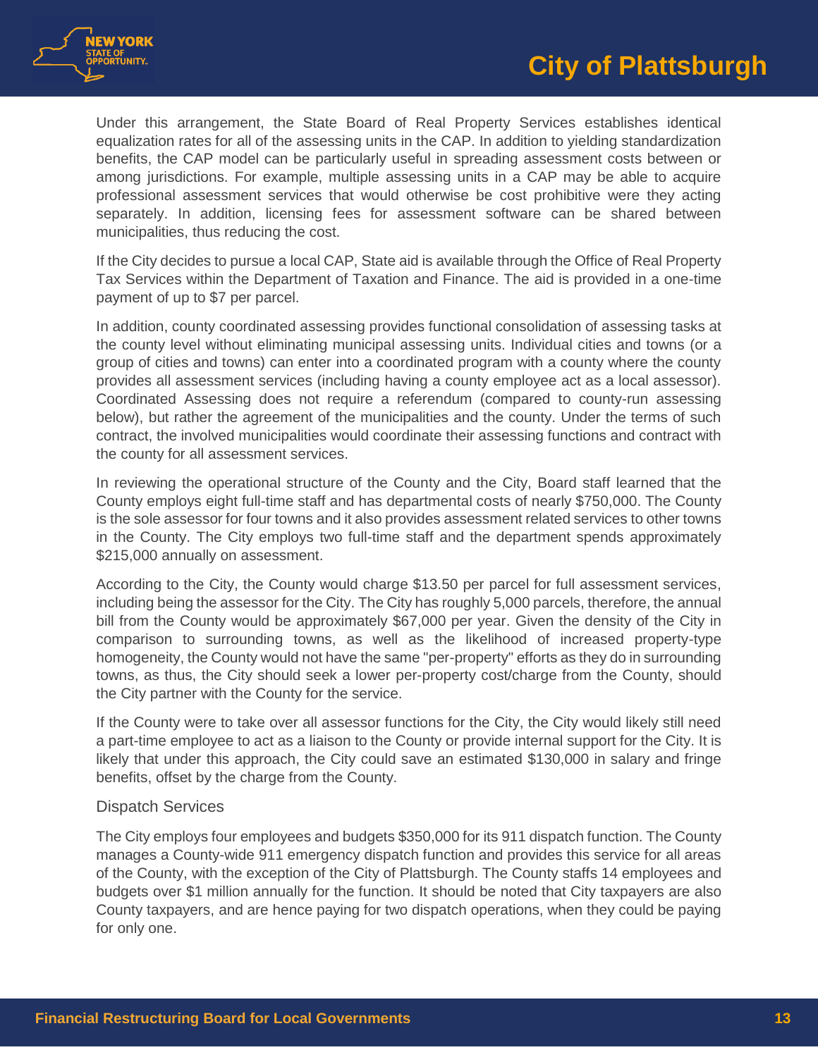Under this arrangement, the State Board of Real Property Services establishes identical equalization rates for all of the assessing units in the CAP. In addition to yielding standardization benefits, the CAP model can be particularly useful in spreading assessment costs between or among jurisdictions. For example, multiple assessing units in a CAP may be able to acquire professional assessment services that would otherwise be cost prohibitive were they acting separately. In addition, licensing fees for assessment software can be shared between municipalities, thus reducing the cost.

If the City decides to pursue a local CAP, State aid is available through the Office of Real Property Tax Services within the Department of Taxation and Finance. The aid is provided in a one-time payment of up to $7 per parcel.

In addition, county coordinated assessing provides functional consolidation of assessing tasks at the county level without eliminating municipal assessing units. Individual cities and towns (or a group of cities and towns) can enter into a coordinated program with a county where the county provides all assessment services (including having a county employee act as a local assessor). Coordinated Assessing does not require a referendum (compared to county-run assessing below), but rather the agreement of the municipalities and the county. Under the terms of such contract, the involved municipalities would coordinate their assessing functions and contract with the county for all assessment services.

In reviewing the operational structure of the County and the City, Board staff learned that the County employs eight full-time staff and has departmental costs of nearly $750,000. The County is the sole assessor for four towns and it also provides assessment related services to other towns in the County. The City employs two full-time staff and the department spends approximately $215,000 annually on assessment.

According to the City, the County would charge $13.50 per parcel for full assessment services, including being the assessor for the City. The City has roughly 5,000 parcels, therefore, the annual bill from the County would be approximately $67,000 per year. Given the density of the City in comparison to surrounding towns, as well as the likelihood of increased property-type homogeneity, the County would not have the same "per-property" efforts as they do in surrounding towns, as thus, the City should seek a lower per-property cost/charge from the County, should the City partner with the County for the service.

If the County were to take over all assessor functions for the City, the City would likely still need a part-time employee to act as a liaison to the County or provide internal support for the City. It is likely that under this approach, the City could save an estimated $130,000 in salary and fringe benefits, offset by the charge from the County.

### Dispatch Services

The City employs four employees and budgets $350,000 for its 911 dispatch function. The County manages a County-wide 911 emergency dispatch function and provides this service for all areas of the County, with the exception of the City of Plattsburgh. The County staffs 14 employees and budgets over $1 million annually for the function. It should be noted that City taxpayers are also County taxpayers, and are hence paying for two dispatch operations, when they could be paying for only one.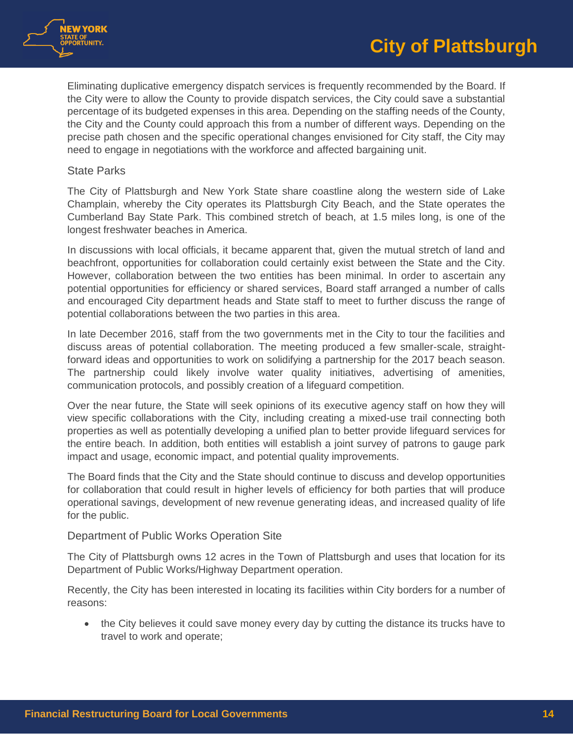Eliminating duplicative emergency dispatch services is frequently recommended by the Board. If the City were to allow the County to provide dispatch services, the City could save a substantial percentage of its budgeted expenses in this area. Depending on the staffing needs of the County, the City and the County could approach this from a number of different ways. Depending on the precise path chosen and the specific operational changes envisioned for City staff, the City may need to engage in negotiations with the workforce and affected bargaining unit.

### State Parks

The City of Plattsburgh and New York State share coastline along the western side of Lake Champlain, whereby the City operates its Plattsburgh City Beach, and the State operates the Cumberland Bay State Park. This combined stretch of beach, at 1.5 miles long, is one of the longest freshwater beaches in America.

In discussions with local officials, it became apparent that, given the mutual stretch of land and beachfront, opportunities for collaboration could certainly exist between the State and the City. However, collaboration between the two entities has been minimal. In order to ascertain any potential opportunities for efficiency or shared services, Board staff arranged a number of calls and encouraged City department heads and State staff to meet to further discuss the range of potential collaborations between the two parties in this area.

In late December 2016, staff from the two governments met in the City to tour the facilities and discuss areas of potential collaboration. The meeting produced a few smaller-scale, straight-forward ideas and opportunities to work on solidifying a partnership for the 2017 beach season. The partnership could likely involve water quality initiatives, advertising of amenities, communication protocols, and possibly creation of a lifeguard competition.

Over the near future, the State will seek opinions of its executive agency staff on how they will view specific collaborations with the City, including creating a mixed-use trail connecting both properties as well as potentially developing a unified plan to better provide lifeguard services for the entire beach. In addition, both entities will establish a joint survey of patrons to gauge park impact and usage, economic impact, and potential quality improvements.

The Board finds that the City and the State should continue to discuss and develop opportunities for collaboration that could result in higher levels of efficiency for both parties that will produce operational savings, development of new revenue generating ideas, and increased quality of life for the public.

### Department of Public Works Operation Site

The City of Plattsburgh owns 12 acres in the Town of Plattsburgh and uses that location for its Department of Public Works/Highway Department operation.

Recently, the City has been interested in locating its facilities within City borders for a number of reasons:

- the City believes it could save money every day by cutting the distance its trucks have to travel to work and operate;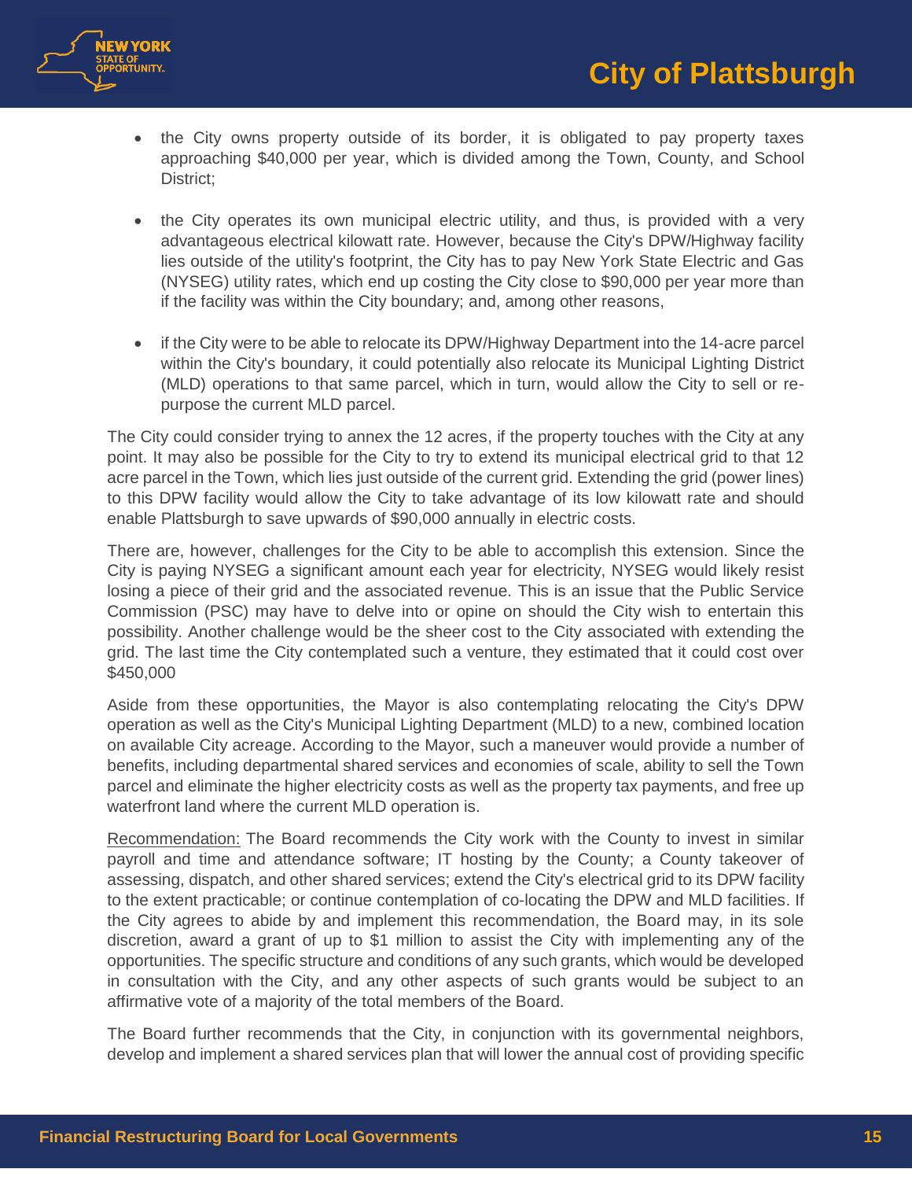- the City owns property outside of its border, it is obligated to pay property taxes approaching $40,000 per year, which is divided among the Town, County, and School District;

- the City operates its own municipal electric utility, and thus, is provided with a very advantageous electrical kilowatt rate. However, because the City's DPW/Highway facility lies outside of the utility's footprint, the City has to pay New York State Electric and Gas (NYSEG) utility rates, which end up costing the City close to $90,000 per year more than if the facility was within the City boundary; and, among other reasons,

- if the City were to be able to relocate its DPW/Highway Department into the 14-acre parcel within the City's boundary, it could potentially also relocate its Municipal Lighting District (MLD) operations to that same parcel, which in turn, would allow the City to sell or re-purpose the current MLD parcel.

The City could consider trying to annex the 12 acres, if the property touches with the City at any point. It may also be possible for the City to try to extend its municipal electrical grid to that 12 acre parcel in the Town, which lies just outside of the current grid. Extending the grid (power lines) to this DPW facility would allow the City to take advantage of its low kilowatt rate and should enable Plattsburgh to save upwards of $90,000 annually in electric costs.

There are, however, challenges for the City to be able to accomplish this extension. Since the City is paying NYSEG a significant amount each year for electricity, NYSEG would likely resist losing a piece of their grid and the associated revenue. This is an issue that the Public Service Commission (PSC) may have to delve into or opine on should the City wish to entertain this possibility. Another challenge would be the sheer cost to the City associated with extending the grid. The last time the City contemplated such a venture, they estimated that it could cost over $450,000

Aside from these opportunities, the Mayor is also contemplating relocating the City's DPW operation as well as the City's Municipal Lighting Department (MLD) to a new, combined location on available City acreage. According to the Mayor, such a maneuver would provide a number of benefits, including departmental shared services and economies of scale, ability to sell the Town parcel and eliminate the higher electricity costs as well as the property tax payments, and free up waterfront land where the current MLD operation is.

Recommendation: The Board recommends the City work with the County to invest in similar payroll and time and attendance software; IT hosting by the County; a County takeover of assessing, dispatch, and other shared services; extend the City's electrical grid to its DPW facility to the extent practicable; or continue contemplation of co-locating the DPW and MLD facilities. If the City agrees to abide by and implement this recommendation, the Board may, in its sole discretion, award a grant of up to $1 million to assist the City with implementing any of the opportunities. The specific structure and conditions of any such grants, which would be developed in consultation with the City, and any other aspects of such grants would be subject to an affirmative vote of a majority of the total members of the Board.

The Board further recommends that the City, in conjunction with its governmental neighbors, develop and implement a shared services plan that will lower the annual cost of providing specific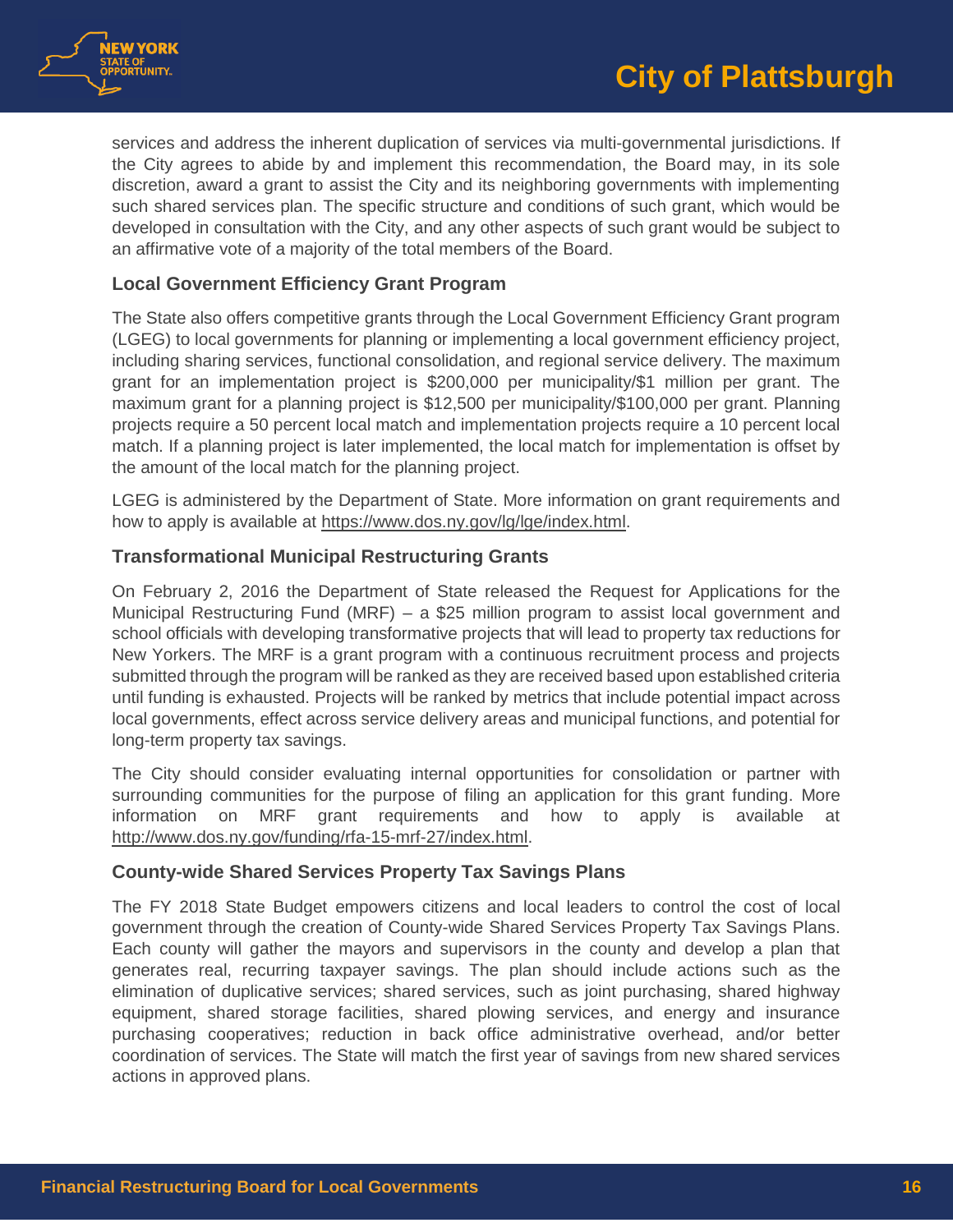services and address the inherent duplication of services via multi-governmental jurisdictions. If the City agrees to abide by and implement this recommendation, the Board may, in its sole discretion, award a grant to assist the City and its neighboring governments with implementing such shared services plan. The specific structure and conditions of such grant, which would be developed in consultation with the City, and any other aspects of such grant would be subject to an affirmative vote of a majority of the total members of the Board.

### Local Government Efficiency Grant Program

The State also offers competitive grants through the Local Government Efficiency Grant program (LGEG) to local governments for planning or implementing a local government efficiency project, including sharing services, functional consolidation, and regional service delivery. The maximum grant for an implementation project is $200,000 per municipality/$1 million per grant. The maximum grant for a planning project is $12,500 per municipality/$100,000 per grant. Planning projects require a 50 percent local match and implementation projects require a 10 percent local match. If a planning project is later implemented, the local match for implementation is offset by the amount of the local match for the planning project.

LGEG is administered by the Department of State. More information on grant requirements and how to apply is available at https://www.dos.ny.gov/lg/lge/index.html.

### Transformational Municipal Restructuring Grants

On February 2, 2016 the Department of State released the Request for Applications for the Municipal Restructuring Fund (MRF) – a $25 million program to assist local government and school officials with developing transformative projects that will lead to property tax reductions for New Yorkers. The MRF is a grant program with a continuous recruitment process and projects submitted through the program will be ranked as they are received based upon established criteria until funding is exhausted. Projects will be ranked by metrics that include potential impact across local governments, effect across service delivery areas and municipal functions, and potential for long-term property tax savings.

The City should consider evaluating internal opportunities for consolidation or partner with surrounding communities for the purpose of filing an application for this grant funding. More information on MRF grant requirements and how to apply is available at http://www.dos.ny.gov/funding/rfa-15-mrf-27/index.html.

### County-wide Shared Services Property Tax Savings Plans

The FY 2018 State Budget empowers citizens and local leaders to control the cost of local government through the creation of County-wide Shared Services Property Tax Savings Plans. Each county will gather the mayors and supervisors in the county and develop a plan that generates real, recurring taxpayer savings. The plan should include actions such as the elimination of duplicative services; shared services, such as joint purchasing, shared highway equipment, shared storage facilities, shared plowing services, and energy and insurance purchasing cooperatives; reduction in back office administrative overhead, and/or better coordination of services. The State will match the first year of savings from new shared services actions in approved plans.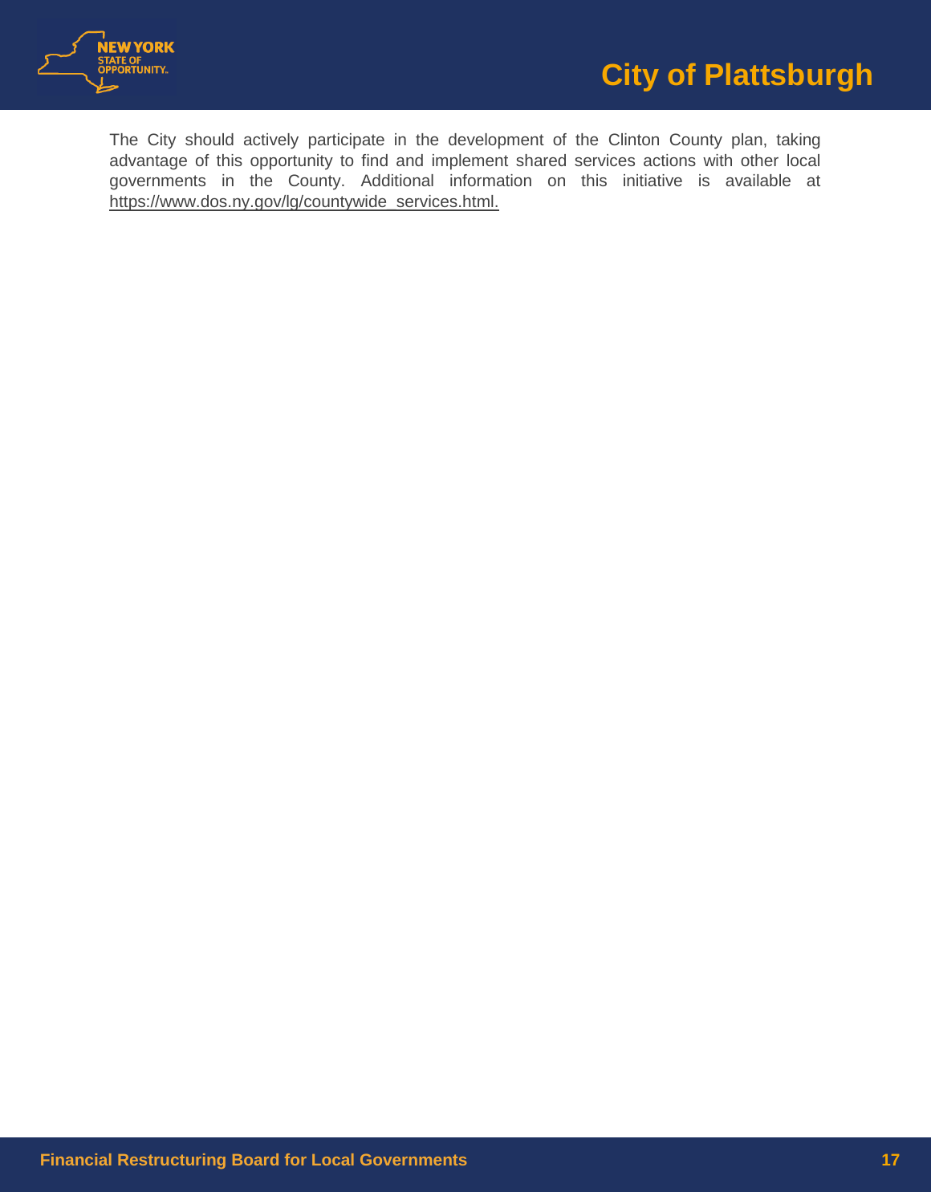The City should actively participate in the development of the Clinton County plan, taking advantage of this opportunity to find and implement shared services actions with other local governments in the County. Additional information on this initiative is available at https://www.dos.ny.gov/lg/countywide_services.html.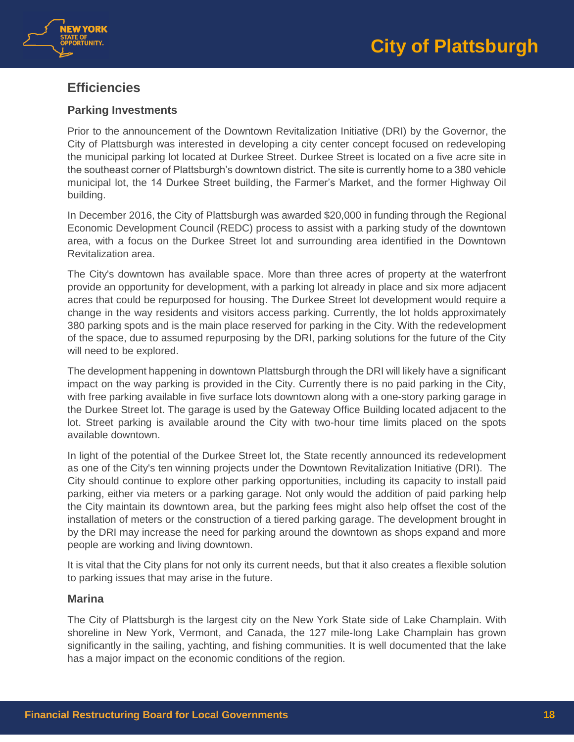## Efficiencies

### Parking Investments

Prior to the announcement of the Downtown Revitalization Initiative (DRI) by the Governor, the City of Plattsburgh was interested in developing a city center concept focused on redeveloping the municipal parking lot located at Durkee Street. Durkee Street is located on a five acre site in the southeast corner of Plattsburgh's downtown district. The site is currently home to a 380 vehicle municipal lot, the 14 Durkee Street building, the Farmer's Market, and the former Highway Oil building.

In December 2016, the City of Plattsburgh was awarded $20,000 in funding through the Regional Economic Development Council (REDC) process to assist with a parking study of the downtown area, with a focus on the Durkee Street lot and surrounding area identified in the Downtown Revitalization area.

The City's downtown has available space. More than three acres of property at the waterfront provide an opportunity for development, with a parking lot already in place and six more adjacent acres that could be repurposed for housing. The Durkee Street lot development would require a change in the way residents and visitors access parking. Currently, the lot holds approximately 380 parking spots and is the main place reserved for parking in the City. With the redevelopment of the space, due to assumed repurposing by the DRI, parking solutions for the future of the City will need to be explored.

The development happening in downtown Plattsburgh through the DRI will likely have a significant impact on the way parking is provided in the City. Currently there is no paid parking in the City, with free parking available in five surface lots downtown along with a one-story parking garage in the Durkee Street lot. The garage is used by the Gateway Office Building located adjacent to the lot. Street parking is available around the City with two-hour time limits placed on the spots available downtown.

In light of the potential of the Durkee Street lot, the State recently announced its redevelopment as one of the City's ten winning projects under the Downtown Revitalization Initiative (DRI). The City should continue to explore other parking opportunities, including its capacity to install paid parking, either via meters or a parking garage. Not only would the addition of paid parking help the City maintain its downtown area, but the parking fees might also help offset the cost of the installation of meters or the construction of a tiered parking garage. The development brought in by the DRI may increase the need for parking around the downtown as shops expand and more people are working and living downtown.

It is vital that the City plans for not only its current needs, but that it also creates a flexible solution to parking issues that may arise in the future.

### Marina

The City of Plattsburgh is the largest city on the New York State side of Lake Champlain. With shoreline in New York, Vermont, and Canada, the 127 mile-long Lake Champlain has grown significantly in the sailing, yachting, and fishing communities. It is well documented that the lake has a major impact on the economic conditions of the region.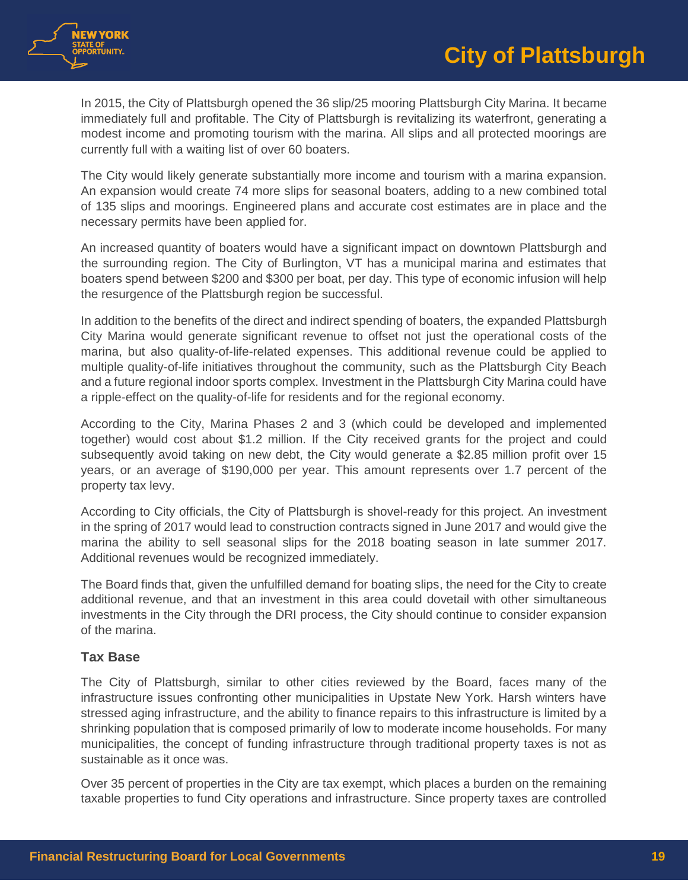In 2015, the City of Plattsburgh opened the 36 slip/25 mooring Plattsburgh City Marina. It became immediately full and profitable. The City of Plattsburgh is revitalizing its waterfront, generating a modest income and promoting tourism with the marina. All slips and all protected moorings are currently full with a waiting list of over 60 boaters.

The City would likely generate substantially more income and tourism with a marina expansion. An expansion would create 74 more slips for seasonal boaters, adding to a new combined total of 135 slips and moorings. Engineered plans and accurate cost estimates are in place and the necessary permits have been applied for.

An increased quantity of boaters would have a significant impact on downtown Plattsburgh and the surrounding region. The City of Burlington, VT has a municipal marina and estimates that boaters spend between $200 and $300 per boat, per day. This type of economic infusion will help the resurgence of the Plattsburgh region be successful.

In addition to the benefits of the direct and indirect spending of boaters, the expanded Plattsburgh City Marina would generate significant revenue to offset not just the operational costs of the marina, but also quality-of-life-related expenses. This additional revenue could be applied to multiple quality-of-life initiatives throughout the community, such as the Plattsburgh City Beach and a future regional indoor sports complex. Investment in the Plattsburgh City Marina could have a ripple-effect on the quality-of-life for residents and for the regional economy.

According to the City, Marina Phases 2 and 3 (which could be developed and implemented together) would cost about $1.2 million. If the City received grants for the project and could subsequently avoid taking on new debt, the City would generate a $2.85 million profit over 15 years, or an average of $190,000 per year. This amount represents over 1.7 percent of the property tax levy.

According to City officials, the City of Plattsburgh is shovel-ready for this project. An investment in the spring of 2017 would lead to construction contracts signed in June 2017 and would give the marina the ability to sell seasonal slips for the 2018 boating season in late summer 2017. Additional revenues would be recognized immediately.

The Board finds that, given the unfulfilled demand for boating slips, the need for the City to create additional revenue, and that an investment in this area could dovetail with other simultaneous investments in the City through the DRI process, the City should continue to consider expansion of the marina.

### Tax Base

The City of Plattsburgh, similar to other cities reviewed by the Board, faces many of the infrastructure issues confronting other municipalities in Upstate New York. Harsh winters have stressed aging infrastructure, and the ability to finance repairs to this infrastructure is limited by a shrinking population that is composed primarily of low to moderate income households. For many municipalities, the concept of funding infrastructure through traditional property taxes is not as sustainable as it once was.

Over 35 percent of properties in the City are tax exempt, which places a burden on the remaining taxable properties to fund City operations and infrastructure. Since property taxes are controlled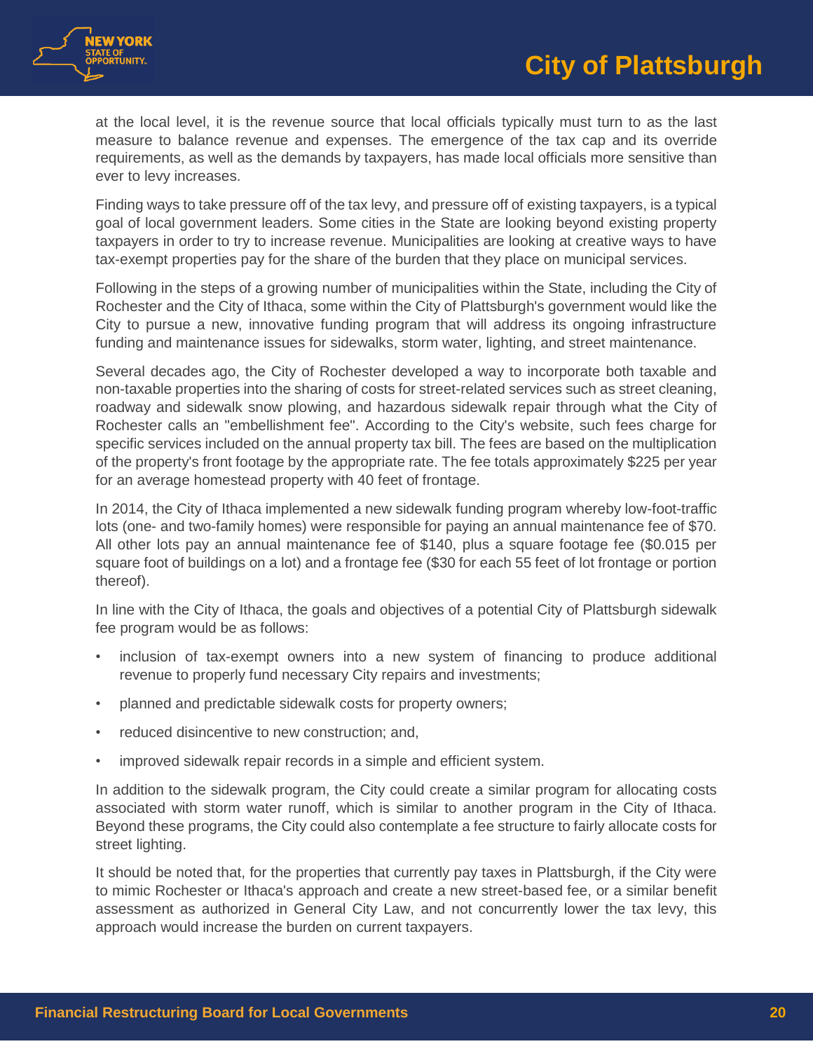at the local level, it is the revenue source that local officials typically must turn to as the last measure to balance revenue and expenses. The emergence of the tax cap and its override requirements, as well as the demands by taxpayers, has made local officials more sensitive than ever to levy increases.

Finding ways to take pressure off of the tax levy, and pressure off of existing taxpayers, is a typical goal of local government leaders. Some cities in the State are looking beyond existing property taxpayers in order to try to increase revenue. Municipalities are looking at creative ways to have tax-exempt properties pay for the share of the burden that they place on municipal services.

Following in the steps of a growing number of municipalities within the State, including the City of Rochester and the City of Ithaca, some within the City of Plattsburgh's government would like the City to pursue a new, innovative funding program that will address its ongoing infrastructure funding and maintenance issues for sidewalks, storm water, lighting, and street maintenance.

Several decades ago, the City of Rochester developed a way to incorporate both taxable and non-taxable properties into the sharing of costs for street-related services such as street cleaning, roadway and sidewalk snow plowing, and hazardous sidewalk repair through what the City of Rochester calls an "embellishment fee". According to the City's website, such fees charge for specific services included on the annual property tax bill. The fees are based on the multiplication of the property's front footage by the appropriate rate. The fee totals approximately $225 per year for an average homestead property with 40 feet of frontage.

In 2014, the City of Ithaca implemented a new sidewalk funding program whereby low-foot-traffic lots (one- and two-family homes) were responsible for paying an annual maintenance fee of $70. All other lots pay an annual maintenance fee of $140, plus a square footage fee ($0.015 per square foot of buildings on a lot) and a frontage fee ($30 for each 55 feet of lot frontage or portion thereof).

In line with the City of Ithaca, the goals and objectives of a potential City of Plattsburgh sidewalk fee program would be as follows:

- inclusion of tax-exempt owners into a new system of financing to produce additional revenue to properly fund necessary City repairs and investments;
- planned and predictable sidewalk costs for property owners;
- reduced disincentive to new construction; and,
- improved sidewalk repair records in a simple and efficient system.

In addition to the sidewalk program, the City could create a similar program for allocating costs associated with storm water runoff, which is similar to another program in the City of Ithaca. Beyond these programs, the City could also contemplate a fee structure to fairly allocate costs for street lighting.

It should be noted that, for the properties that currently pay taxes in Plattsburgh, if the City were to mimic Rochester or Ithaca's approach and create a new street-based fee, or a similar benefit assessment as authorized in General City Law, and not concurrently lower the tax levy, this approach would increase the burden on current taxpayers.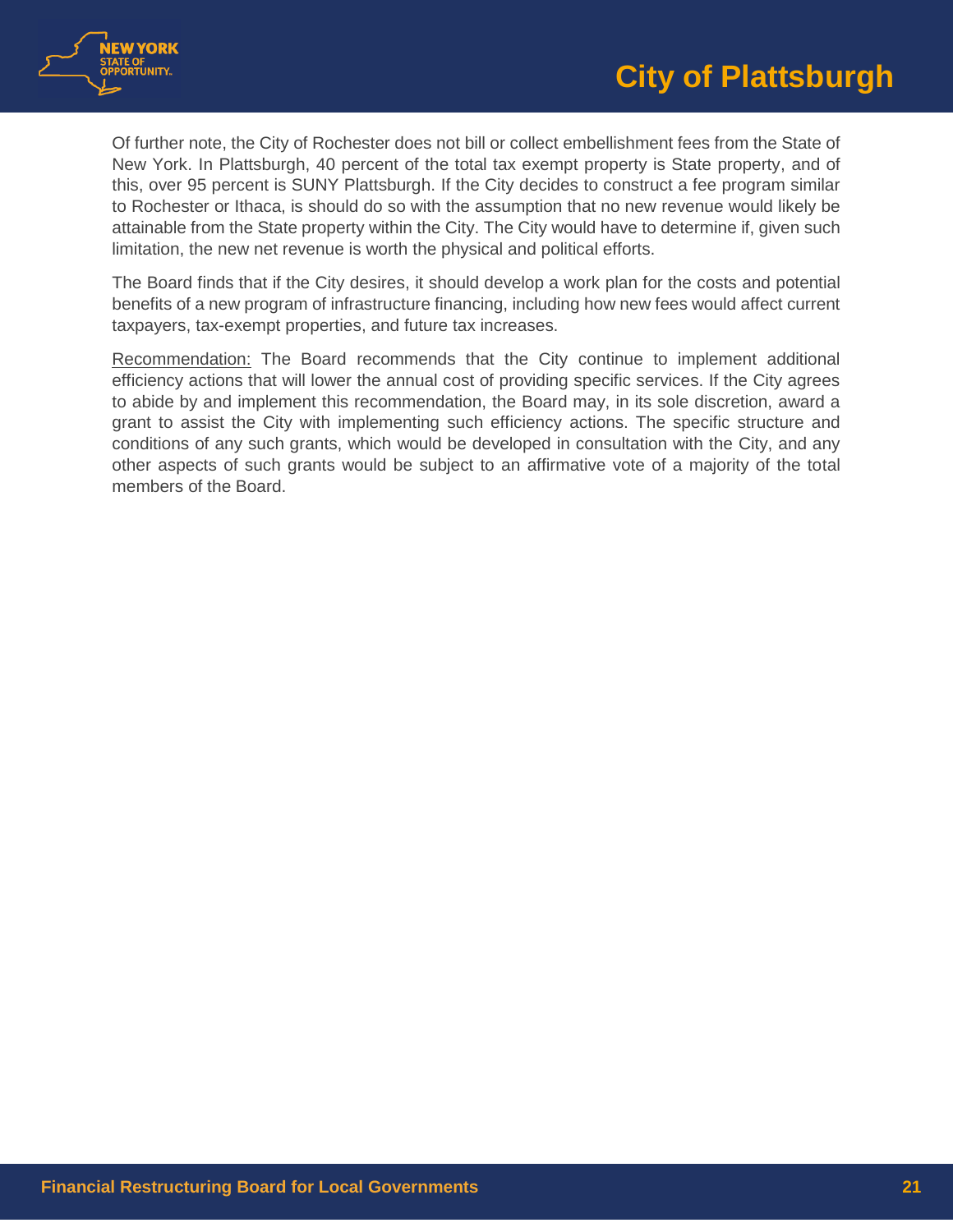Of further note, the City of Rochester does not bill or collect embellishment fees from the State of New York. In Plattsburgh, 40 percent of the total tax exempt property is State property, and of this, over 95 percent is SUNY Plattsburgh. If the City decides to construct a fee program similar to Rochester or Ithaca, is should do so with the assumption that no new revenue would likely be attainable from the State property within the City. The City would have to determine if, given such limitation, the new net revenue is worth the physical and political efforts.

The Board finds that if the City desires, it should develop a work plan for the costs and potential benefits of a new program of infrastructure financing, including how new fees would affect current taxpayers, tax-exempt properties, and future tax increases.

<u>Recommendation:</u> The Board recommends that the City continue to implement additional efficiency actions that will lower the annual cost of providing specific services. If the City agrees to abide by and implement this recommendation, the Board may, in its sole discretion, award a grant to assist the City with implementing such efficiency actions. The specific structure and conditions of any such grants, which would be developed in consultation with the City, and any other aspects of such grants would be subject to an affirmative vote of a majority of the total members of the Board.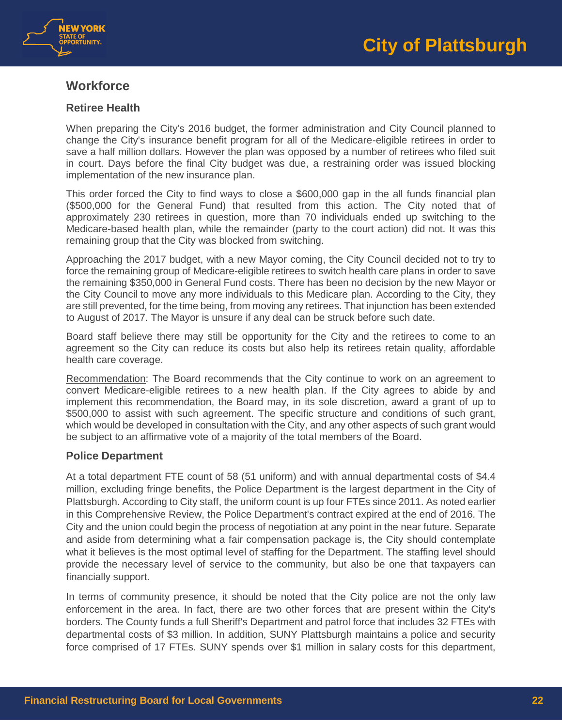## Workforce

### Retiree Health

When preparing the City's 2016 budget, the former administration and City Council planned to change the City's insurance benefit program for all of the Medicare-eligible retirees in order to save a half million dollars. However the plan was opposed by a number of retirees who filed suit in court. Days before the final City budget was due, a restraining order was issued blocking implementation of the new insurance plan.

This order forced the City to find ways to close a $600,000 gap in the all funds financial plan ($500,000 for the General Fund) that resulted from this action. The City noted that of approximately 230 retirees in question, more than 70 individuals ended up switching to the Medicare-based health plan, while the remainder (party to the court action) did not. It was this remaining group that the City was blocked from switching.

Approaching the 2017 budget, with a new Mayor coming, the City Council decided not to try to force the remaining group of Medicare-eligible retirees to switch health care plans in order to save the remaining $350,000 in General Fund costs. There has been no decision by the new Mayor or the City Council to move any more individuals to this Medicare plan. According to the City, they are still prevented, for the time being, from moving any retirees. That injunction has been extended to August of 2017. The Mayor is unsure if any deal can be struck before such date.

Board staff believe there may still be opportunity for the City and the retirees to come to an agreement so the City can reduce its costs but also help its retirees retain quality, affordable health care coverage.

<u>Recommendation</u>: The Board recommends that the City continue to work on an agreement to convert Medicare-eligible retirees to a new health plan. If the City agrees to abide by and implement this recommendation, the Board may, in its sole discretion, award a grant of up to $500,000 to assist with such agreement. The specific structure and conditions of such grant, which would be developed in consultation with the City, and any other aspects of such grant would be subject to an affirmative vote of a majority of the total members of the Board.

### Police Department

At a total department FTE count of 58 (51 uniform) and with annual departmental costs of $4.4 million, excluding fringe benefits, the Police Department is the largest department in the City of Plattsburgh. According to City staff, the uniform count is up four FTEs since 2011. As noted earlier in this Comprehensive Review, the Police Department's contract expired at the end of 2016. The City and the union could begin the process of negotiation at any point in the near future. Separate and aside from determining what a fair compensation package is, the City should contemplate what it believes is the most optimal level of staffing for the Department. The staffing level should provide the necessary level of service to the community, but also be one that taxpayers can financially support.

In terms of community presence, it should be noted that the City police are not the only law enforcement in the area. In fact, there are two other forces that are present within the City's borders. The County funds a full Sheriff's Department and patrol force that includes 32 FTEs with departmental costs of $3 million. In addition, SUNY Plattsburgh maintains a police and security force comprised of 17 FTEs. SUNY spends over $1 million in salary costs for this department,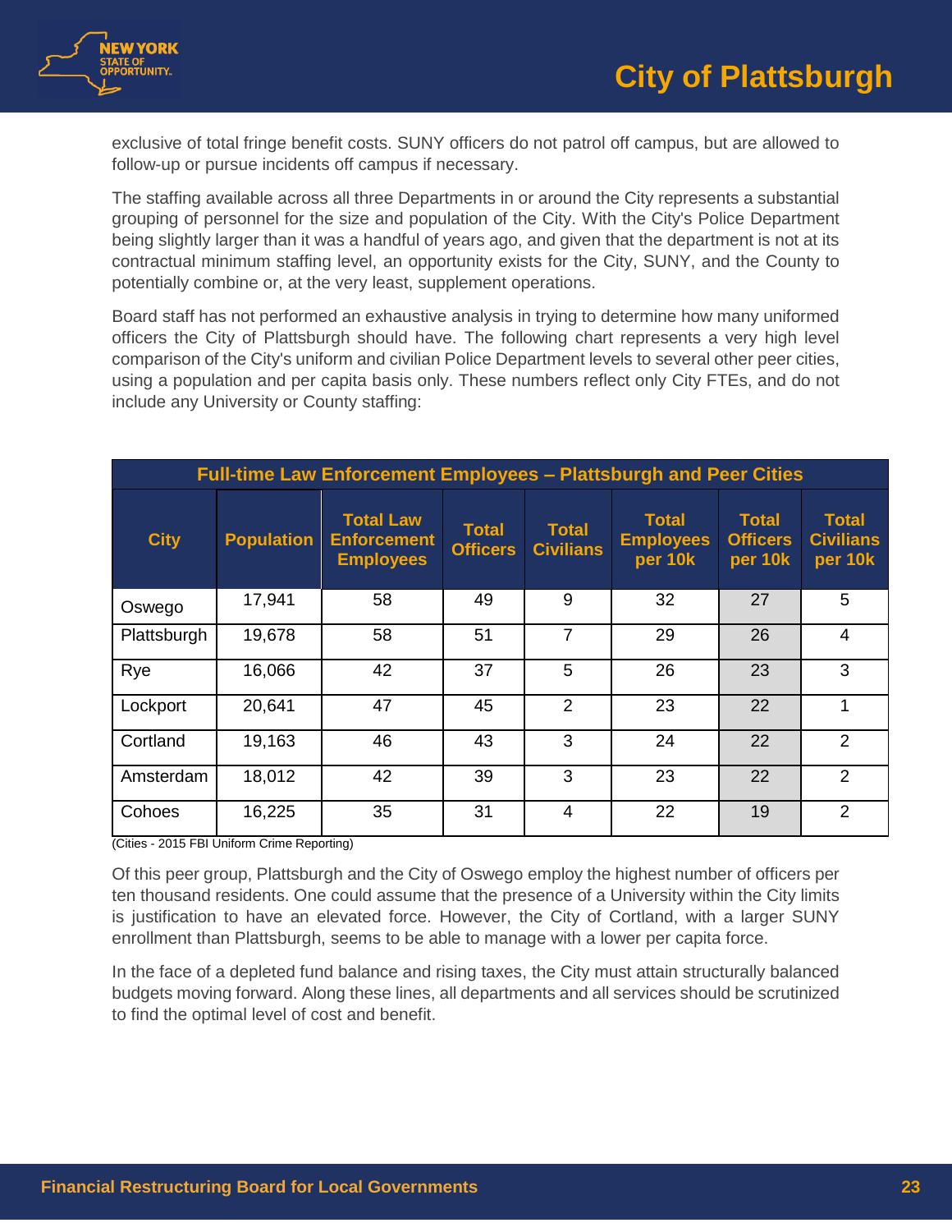exclusive of total fringe benefit costs. SUNY officers do not patrol off campus, but are allowed to follow-up or pursue incidents off campus if necessary.

The staffing available across all three Departments in or around the City represents a substantial grouping of personnel for the size and population of the City. With the City's Police Department being slightly larger than it was a handful of years ago, and given that the department is not at its contractual minimum staffing level, an opportunity exists for the City, SUNY, and the County to potentially combine or, at the very least, supplement operations.

Board staff has not performed an exhaustive analysis in trying to determine how many uniformed officers the City of Plattsburgh should have. The following chart represents a very high level comparison of the City's uniform and civilian Police Department levels to several other peer cities, using a population and per capita basis only. These numbers reflect only City FTEs, and do not include any University or County staffing:

**Full-time Law Enforcement Employees – Plattsburgh and Peer Cities**

| City | Population | Total Law Enforcement Employees | Total Officers | Total Civilians | Total Employees per 10k | Total Officers per 10k | Total Civilians per 10k |
|---|---|---|---|---|---|---|---|
| Oswego | 17,941 | 58 | 49 | 9 | 32 | 27 | 5 |
| Plattsburgh | 19,678 | 58 | 51 | 7 | 29 | 26 | 4 |
| Rye | 16,066 | 42 | 37 | 5 | 26 | 23 | 3 |
| Lockport | 20,641 | 47 | 45 | 2 | 23 | 22 | 1 |
| Cortland | 19,163 | 46 | 43 | 3 | 24 | 22 | 2 |
| Amsterdam | 18,012 | 42 | 39 | 3 | 23 | 22 | 2 |
| Cohoes | 16,225 | 35 | 31 | 4 | 22 | 19 | 2 |

(Cities - 2015 FBI Uniform Crime Reporting)

Of this peer group, Plattsburgh and the City of Oswego employ the highest number of officers per ten thousand residents. One could assume that the presence of a University within the City limits is justification to have an elevated force. However, the City of Cortland, with a larger SUNY enrollment than Plattsburgh, seems to be able to manage with a lower per capita force.

In the face of a depleted fund balance and rising taxes, the City must attain structurally balanced budgets moving forward. Along these lines, all departments and all services should be scrutinized to find the optimal level of cost and benefit.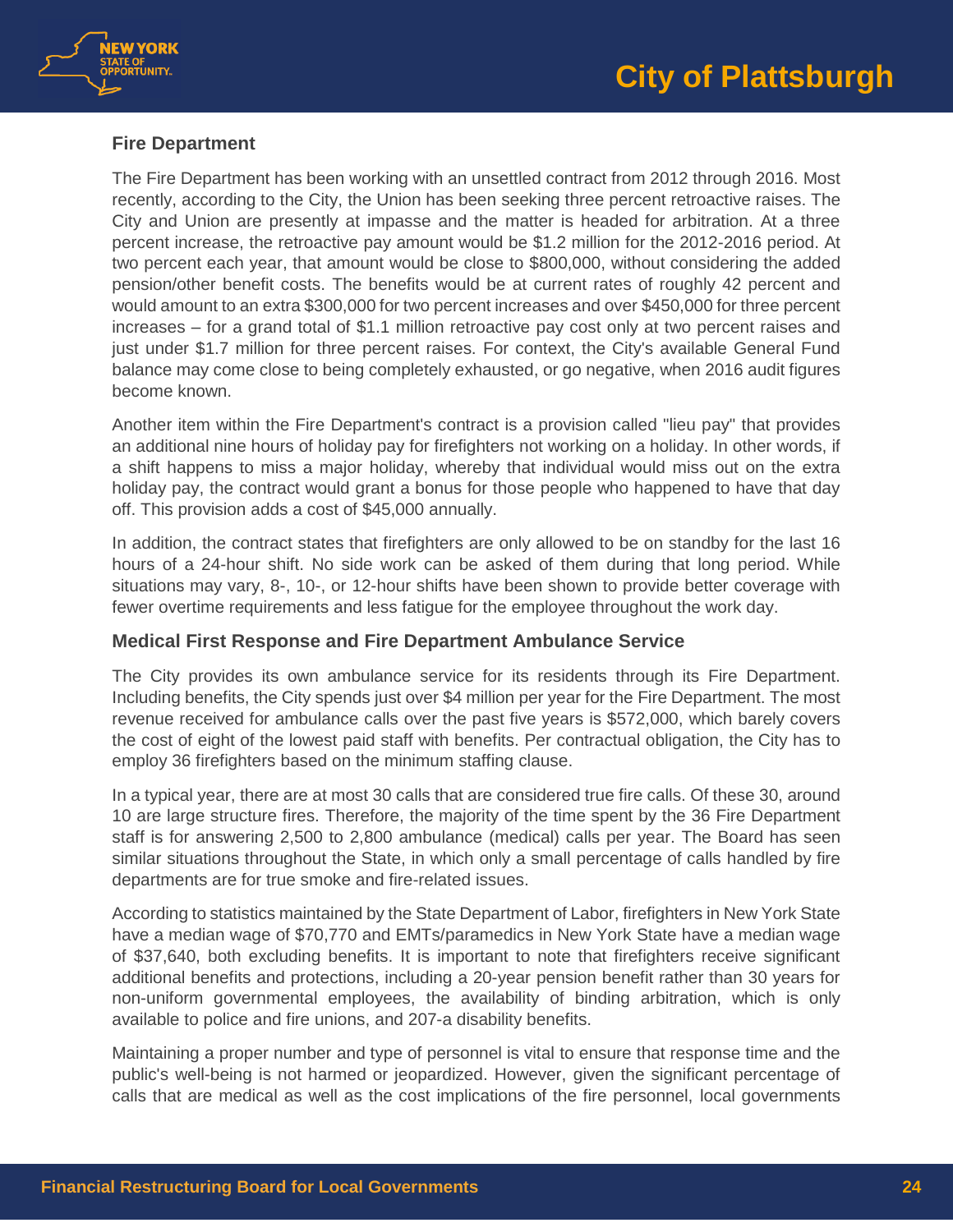### Fire Department

The Fire Department has been working with an unsettled contract from 2012 through 2016. Most recently, according to the City, the Union has been seeking three percent retroactive raises. The City and Union are presently at impasse and the matter is headed for arbitration. At a three percent increase, the retroactive pay amount would be $1.2 million for the 2012-2016 period. At two percent each year, that amount would be close to $800,000, without considering the added pension/other benefit costs. The benefits would be at current rates of roughly 42 percent and would amount to an extra $300,000 for two percent increases and over $450,000 for three percent increases – for a grand total of $1.1 million retroactive pay cost only at two percent raises and just under $1.7 million for three percent raises. For context, the City's available General Fund balance may come close to being completely exhausted, or go negative, when 2016 audit figures become known.

Another item within the Fire Department's contract is a provision called "lieu pay" that provides an additional nine hours of holiday pay for firefighters not working on a holiday. In other words, if a shift happens to miss a major holiday, whereby that individual would miss out on the extra holiday pay, the contract would grant a bonus for those people who happened to have that day off. This provision adds a cost of $45,000 annually.

In addition, the contract states that firefighters are only allowed to be on standby for the last 16 hours of a 24-hour shift. No side work can be asked of them during that long period. While situations may vary, 8-, 10-, or 12-hour shifts have been shown to provide better coverage with fewer overtime requirements and less fatigue for the employee throughout the work day.

### Medical First Response and Fire Department Ambulance Service

The City provides its own ambulance service for its residents through its Fire Department. Including benefits, the City spends just over $4 million per year for the Fire Department. The most revenue received for ambulance calls over the past five years is $572,000, which barely covers the cost of eight of the lowest paid staff with benefits. Per contractual obligation, the City has to employ 36 firefighters based on the minimum staffing clause.

In a typical year, there are at most 30 calls that are considered true fire calls. Of these 30, around 10 are large structure fires. Therefore, the majority of the time spent by the 36 Fire Department staff is for answering 2,500 to 2,800 ambulance (medical) calls per year. The Board has seen similar situations throughout the State, in which only a small percentage of calls handled by fire departments are for true smoke and fire-related issues.

According to statistics maintained by the State Department of Labor, firefighters in New York State have a median wage of $70,770 and EMTs/paramedics in New York State have a median wage of $37,640, both excluding benefits. It is important to note that firefighters receive significant additional benefits and protections, including a 20-year pension benefit rather than 30 years for non-uniform governmental employees, the availability of binding arbitration, which is only available to police and fire unions, and 207-a disability benefits.

Maintaining a proper number and type of personnel is vital to ensure that response time and the public's well-being is not harmed or jeopardized. However, given the significant percentage of calls that are medical as well as the cost implications of the fire personnel, local governments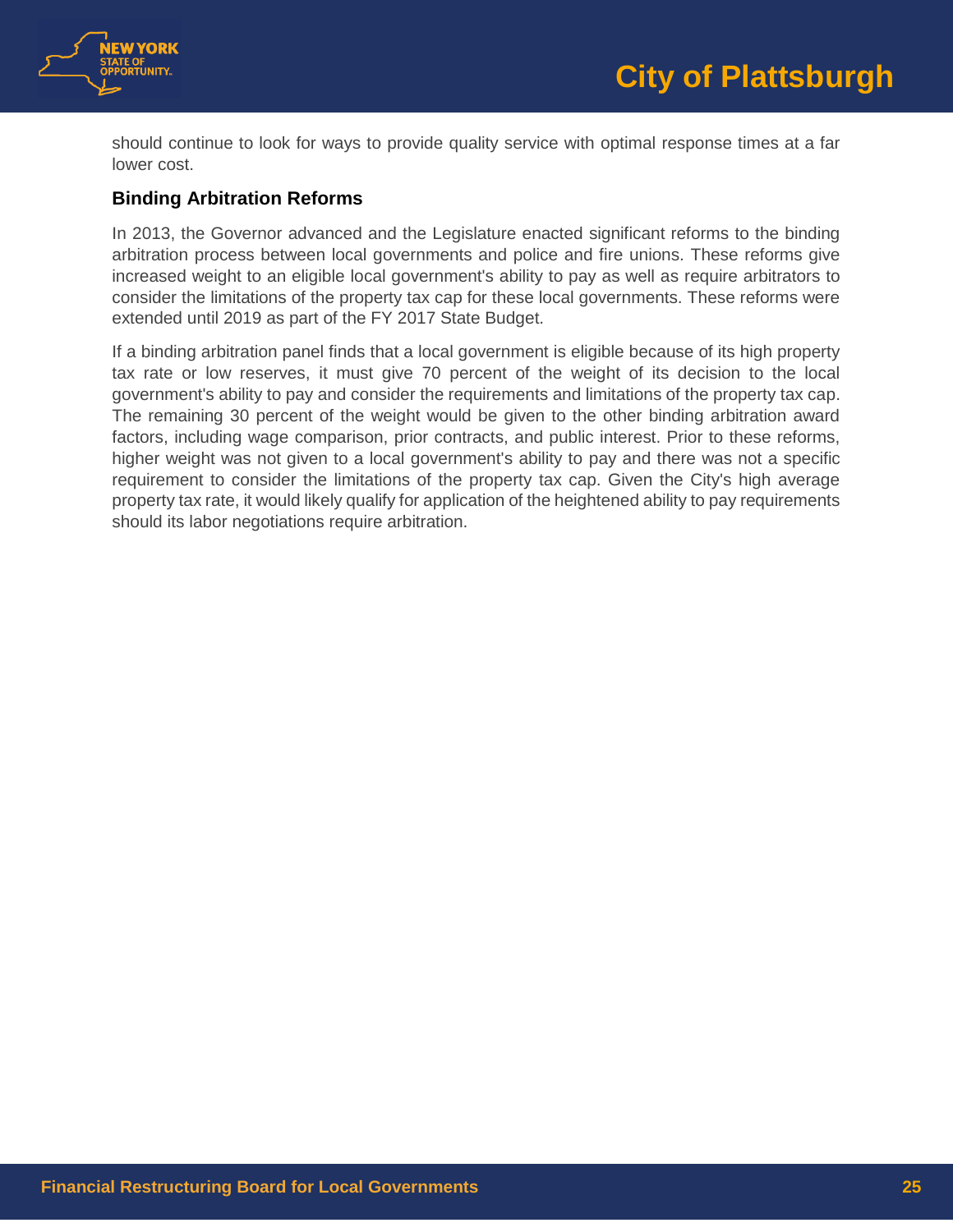should continue to look for ways to provide quality service with optimal response times at a far lower cost.

### Binding Arbitration Reforms

In 2013, the Governor advanced and the Legislature enacted significant reforms to the binding arbitration process between local governments and police and fire unions. These reforms give increased weight to an eligible local government's ability to pay as well as require arbitrators to consider the limitations of the property tax cap for these local governments. These reforms were extended until 2019 as part of the FY 2017 State Budget.

If a binding arbitration panel finds that a local government is eligible because of its high property tax rate or low reserves, it must give 70 percent of the weight of its decision to the local government's ability to pay and consider the requirements and limitations of the property tax cap. The remaining 30 percent of the weight would be given to the other binding arbitration award factors, including wage comparison, prior contracts, and public interest. Prior to these reforms, higher weight was not given to a local government's ability to pay and there was not a specific requirement to consider the limitations of the property tax cap. Given the City's high average property tax rate, it would likely qualify for application of the heightened ability to pay requirements should its labor negotiations require arbitration.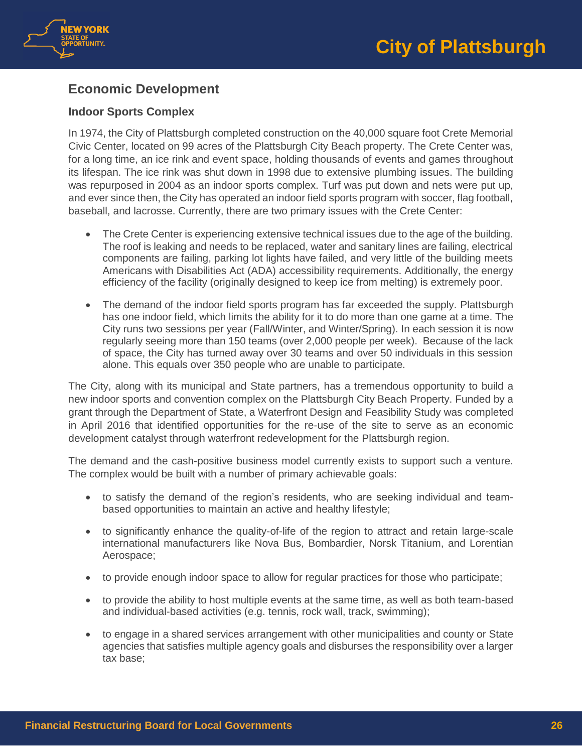## Economic Development

### Indoor Sports Complex

In 1974, the City of Plattsburgh completed construction on the 40,000 square foot Crete Memorial Civic Center, located on 99 acres of the Plattsburgh City Beach property. The Crete Center was, for a long time, an ice rink and event space, holding thousands of events and games throughout its lifespan. The ice rink was shut down in 1998 due to extensive plumbing issues. The building was repurposed in 2004 as an indoor sports complex. Turf was put down and nets were put up, and ever since then, the City has operated an indoor field sports program with soccer, flag football, baseball, and lacrosse. Currently, there are two primary issues with the Crete Center:

- The Crete Center is experiencing extensive technical issues due to the age of the building. The roof is leaking and needs to be replaced, water and sanitary lines are failing, electrical components are failing, parking lot lights have failed, and very little of the building meets Americans with Disabilities Act (ADA) accessibility requirements. Additionally, the energy efficiency of the facility (originally designed to keep ice from melting) is extremely poor.

- The demand of the indoor field sports program has far exceeded the supply. Plattsburgh has one indoor field, which limits the ability for it to do more than one game at a time. The City runs two sessions per year (Fall/Winter, and Winter/Spring). In each session it is now regularly seeing more than 150 teams (over 2,000 people per week). Because of the lack of space, the City has turned away over 30 teams and over 50 individuals in this session alone. This equals over 350 people who are unable to participate.

The City, along with its municipal and State partners, has a tremendous opportunity to build a new indoor sports and convention complex on the Plattsburgh City Beach Property. Funded by a grant through the Department of State, a Waterfront Design and Feasibility Study was completed in April 2016 that identified opportunities for the re-use of the site to serve as an economic development catalyst through waterfront redevelopment for the Plattsburgh region.

The demand and the cash-positive business model currently exists to support such a venture. The complex would be built with a number of primary achievable goals:

- to satisfy the demand of the region's residents, who are seeking individual and team-based opportunities to maintain an active and healthy lifestyle;

- to significantly enhance the quality-of-life of the region to attract and retain large-scale international manufacturers like Nova Bus, Bombardier, Norsk Titanium, and Lorentian Aerospace;

- to provide enough indoor space to allow for regular practices for those who participate;

- to provide the ability to host multiple events at the same time, as well as both team-based and individual-based activities (e.g. tennis, rock wall, track, swimming);

- to engage in a shared services arrangement with other municipalities and county or State agencies that satisfies multiple agency goals and disburses the responsibility over a larger tax base;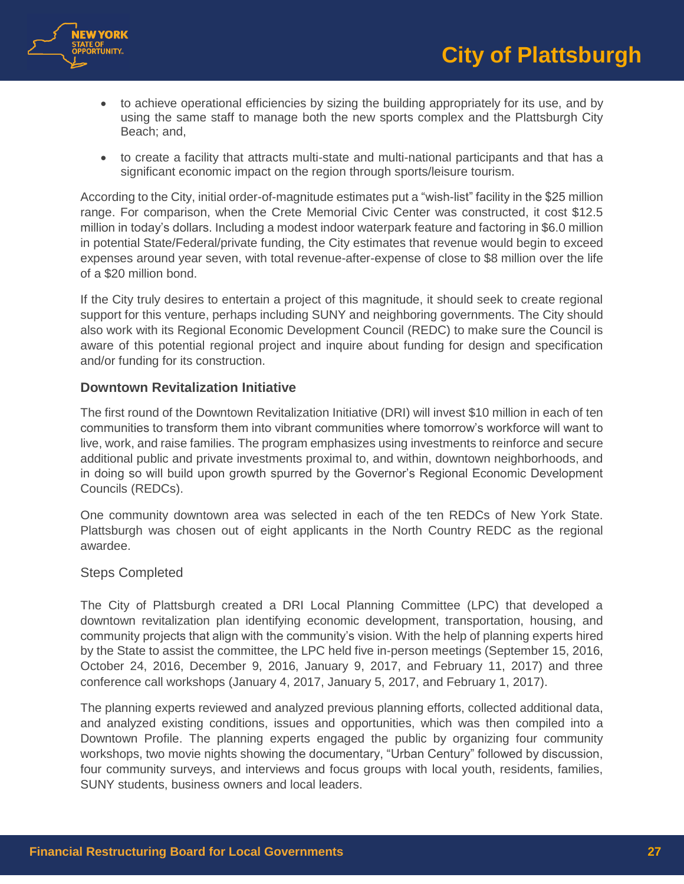- to achieve operational efficiencies by sizing the building appropriately for its use, and by using the same staff to manage both the new sports complex and the Plattsburgh City Beach; and,

- to create a facility that attracts multi-state and multi-national participants and that has a significant economic impact on the region through sports/leisure tourism.

According to the City, initial order-of-magnitude estimates put a "wish-list" facility in the $25 million range. For comparison, when the Crete Memorial Civic Center was constructed, it cost $12.5 million in today's dollars. Including a modest indoor waterpark feature and factoring in $6.0 million in potential State/Federal/private funding, the City estimates that revenue would begin to exceed expenses around year seven, with total revenue-after-expense of close to $8 million over the life of a $20 million bond.

If the City truly desires to entertain a project of this magnitude, it should seek to create regional support for this venture, perhaps including SUNY and neighboring governments. The City should also work with its Regional Economic Development Council (REDC) to make sure the Council is aware of this potential regional project and inquire about funding for design and specification and/or funding for its construction.

### Downtown Revitalization Initiative

The first round of the Downtown Revitalization Initiative (DRI) will invest $10 million in each of ten communities to transform them into vibrant communities where tomorrow's workforce will want to live, work, and raise families. The program emphasizes using investments to reinforce and secure additional public and private investments proximal to, and within, downtown neighborhoods, and in doing so will build upon growth spurred by the Governor's Regional Economic Development Councils (REDCs).

One community downtown area was selected in each of the ten REDCs of New York State. Plattsburgh was chosen out of eight applicants in the North Country REDC as the regional awardee.

#### Steps Completed

The City of Plattsburgh created a DRI Local Planning Committee (LPC) that developed a downtown revitalization plan identifying economic development, transportation, housing, and community projects that align with the community's vision. With the help of planning experts hired by the State to assist the committee, the LPC held five in-person meetings (September 15, 2016, October 24, 2016, December 9, 2016, January 9, 2017, and February 11, 2017) and three conference call workshops (January 4, 2017, January 5, 2017, and February 1, 2017).

The planning experts reviewed and analyzed previous planning efforts, collected additional data, and analyzed existing conditions, issues and opportunities, which was then compiled into a Downtown Profile. The planning experts engaged the public by organizing four community workshops, two movie nights showing the documentary, "Urban Century" followed by discussion, four community surveys, and interviews and focus groups with local youth, residents, families, SUNY students, business owners and local leaders.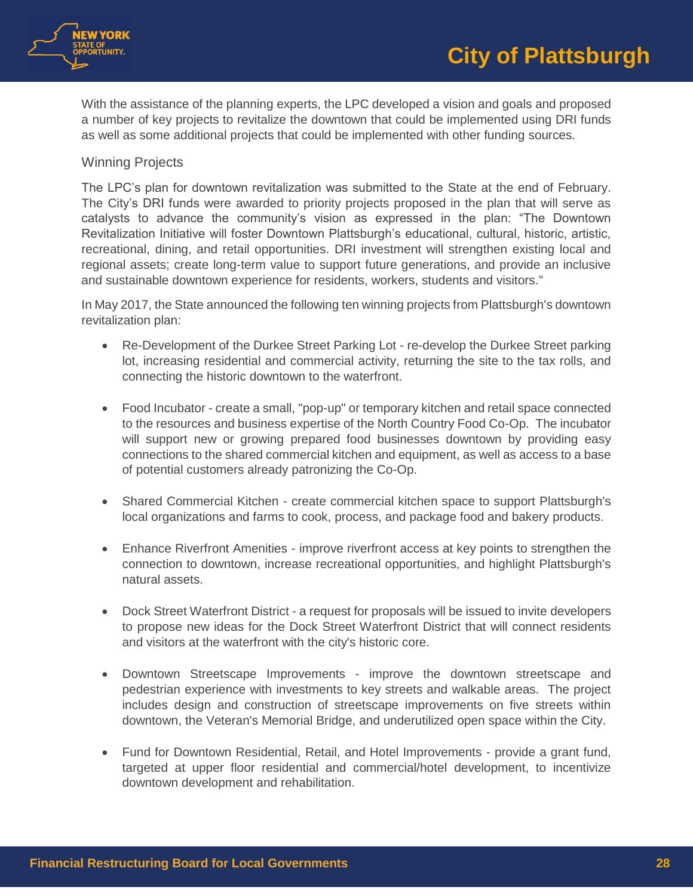With the assistance of the planning experts, the LPC developed a vision and goals and proposed a number of key projects to revitalize the downtown that could be implemented using DRI funds as well as some additional projects that could be implemented with other funding sources.

### Winning Projects

The LPC's plan for downtown revitalization was submitted to the State at the end of February. The City's DRI funds were awarded to priority projects proposed in the plan that will serve as catalysts to advance the community's vision as expressed in the plan: "The Downtown Revitalization Initiative will foster Downtown Plattsburgh's educational, cultural, historic, artistic, recreational, dining, and retail opportunities. DRI investment will strengthen existing local and regional assets; create long-term value to support future generations, and provide an inclusive and sustainable downtown experience for residents, workers, students and visitors."

In May 2017, the State announced the following ten winning projects from Plattsburgh's downtown revitalization plan:

- Re-Development of the Durkee Street Parking Lot - re-develop the Durkee Street parking lot, increasing residential and commercial activity, returning the site to the tax rolls, and connecting the historic downtown to the waterfront.

- Food Incubator - create a small, "pop-up" or temporary kitchen and retail space connected to the resources and business expertise of the North Country Food Co-Op. The incubator will support new or growing prepared food businesses downtown by providing easy connections to the shared commercial kitchen and equipment, as well as access to a base of potential customers already patronizing the Co-Op.

- Shared Commercial Kitchen - create commercial kitchen space to support Plattsburgh's local organizations and farms to cook, process, and package food and bakery products.

- Enhance Riverfront Amenities - improve riverfront access at key points to strengthen the connection to downtown, increase recreational opportunities, and highlight Plattsburgh's natural assets.

- Dock Street Waterfront District - a request for proposals will be issued to invite developers to propose new ideas for the Dock Street Waterfront District that will connect residents and visitors at the waterfront with the city's historic core.

- Downtown Streetscape Improvements - improve the downtown streetscape and pedestrian experience with investments to key streets and walkable areas. The project includes design and construction of streetscape improvements on five streets within downtown, the Veteran's Memorial Bridge, and underutilized open space within the City.

- Fund for Downtown Residential, Retail, and Hotel Improvements - provide a grant fund, targeted at upper floor residential and commercial/hotel development, to incentivize downtown development and rehabilitation.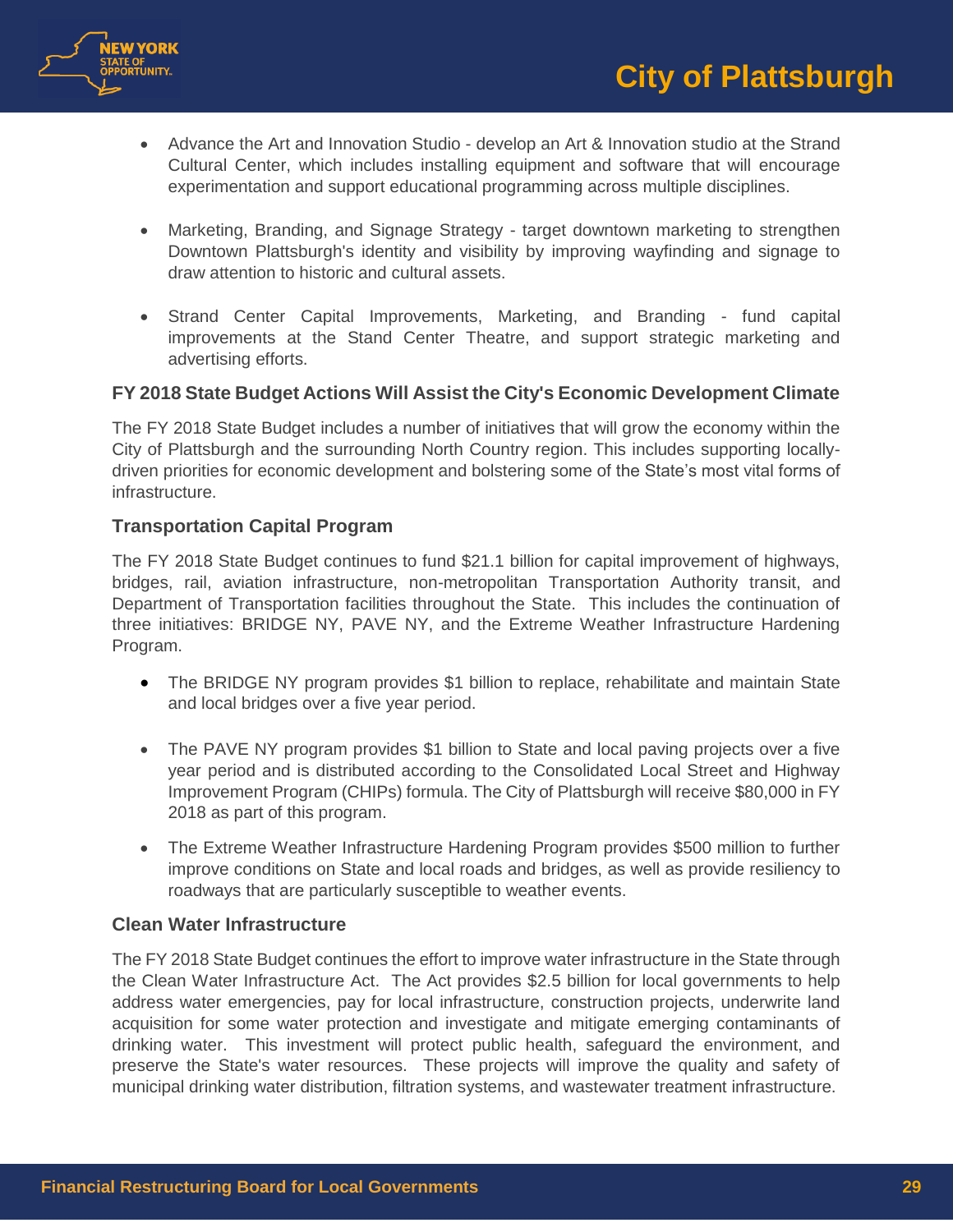- Advance the Art and Innovation Studio - develop an Art & Innovation studio at the Strand Cultural Center, which includes installing equipment and software that will encourage experimentation and support educational programming across multiple disciplines.

- Marketing, Branding, and Signage Strategy - target downtown marketing to strengthen Downtown Plattsburgh's identity and visibility by improving wayfinding and signage to draw attention to historic and cultural assets.

- Strand Center Capital Improvements, Marketing, and Branding - fund capital improvements at the Stand Center Theatre, and support strategic marketing and advertising efforts.

### FY 2018 State Budget Actions Will Assist the City's Economic Development Climate

The FY 2018 State Budget includes a number of initiatives that will grow the economy within the City of Plattsburgh and the surrounding North Country region. This includes supporting locally-driven priorities for economic development and bolstering some of the State's most vital forms of infrastructure.

### Transportation Capital Program

The FY 2018 State Budget continues to fund $21.1 billion for capital improvement of highways, bridges, rail, aviation infrastructure, non-metropolitan Transportation Authority transit, and Department of Transportation facilities throughout the State. This includes the continuation of three initiatives: BRIDGE NY, PAVE NY, and the Extreme Weather Infrastructure Hardening Program.

- The BRIDGE NY program provides $1 billion to replace, rehabilitate and maintain State and local bridges over a five year period.

- The PAVE NY program provides $1 billion to State and local paving projects over a five year period and is distributed according to the Consolidated Local Street and Highway Improvement Program (CHIPs) formula. The City of Plattsburgh will receive $80,000 in FY 2018 as part of this program.

- The Extreme Weather Infrastructure Hardening Program provides $500 million to further improve conditions on State and local roads and bridges, as well as provide resiliency to roadways that are particularly susceptible to weather events.

### Clean Water Infrastructure

The FY 2018 State Budget continues the effort to improve water infrastructure in the State through the Clean Water Infrastructure Act. The Act provides $2.5 billion for local governments to help address water emergencies, pay for local infrastructure, construction projects, underwrite land acquisition for some water protection and investigate and mitigate emerging contaminants of drinking water. This investment will protect public health, safeguard the environment, and preserve the State's water resources. These projects will improve the quality and safety of municipal drinking water distribution, filtration systems, and wastewater treatment infrastructure.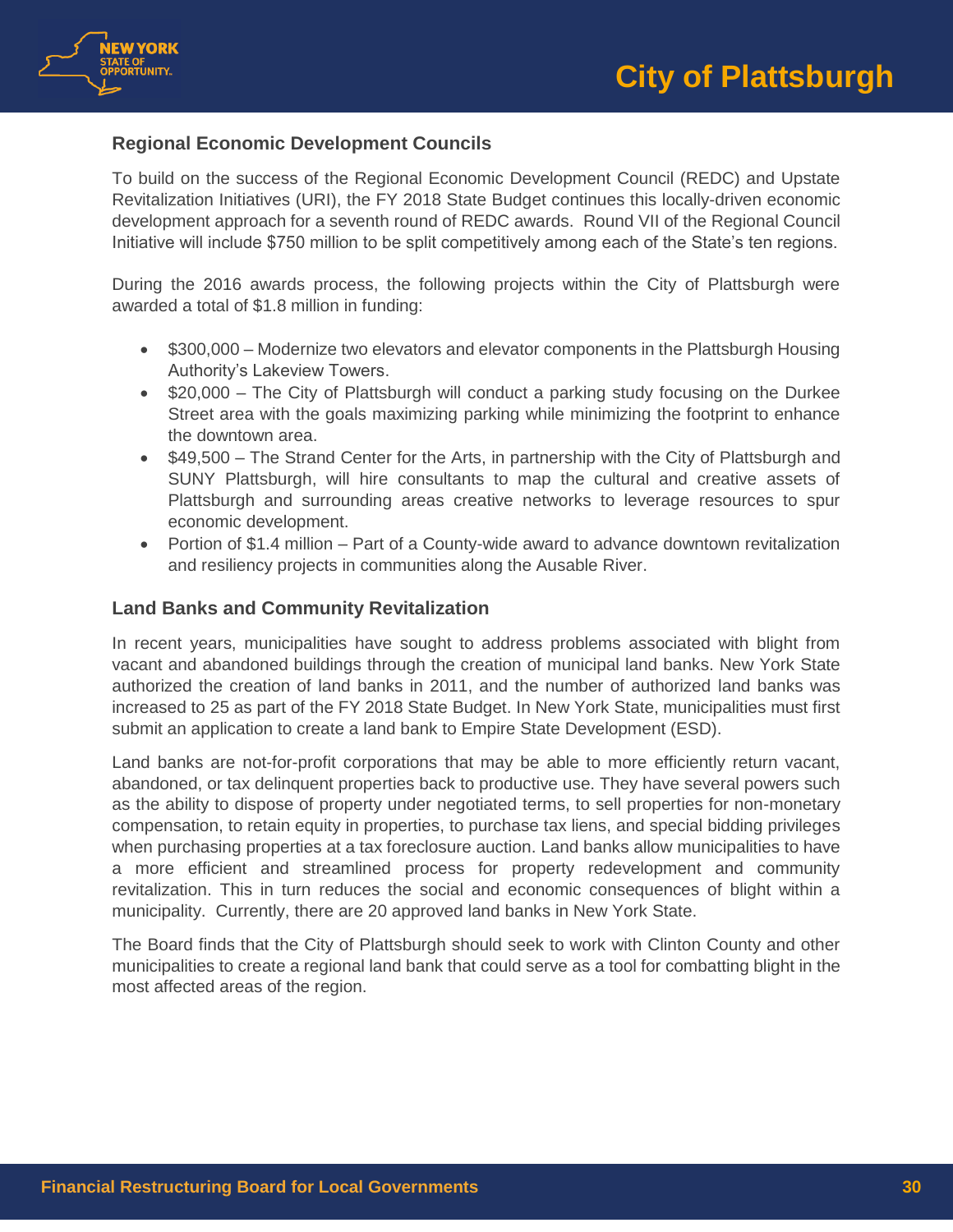### Regional Economic Development Councils

To build on the success of the Regional Economic Development Council (REDC) and Upstate Revitalization Initiatives (URI), the FY 2018 State Budget continues this locally-driven economic development approach for a seventh round of REDC awards. Round VII of the Regional Council Initiative will include $750 million to be split competitively among each of the State's ten regions.

During the 2016 awards process, the following projects within the City of Plattsburgh were awarded a total of $1.8 million in funding:

- $300,000 – Modernize two elevators and elevator components in the Plattsburgh Housing Authority's Lakeview Towers.
- $20,000 – The City of Plattsburgh will conduct a parking study focusing on the Durkee Street area with the goals maximizing parking while minimizing the footprint to enhance the downtown area.
- $49,500 – The Strand Center for the Arts, in partnership with the City of Plattsburgh and SUNY Plattsburgh, will hire consultants to map the cultural and creative assets of Plattsburgh and surrounding areas creative networks to leverage resources to spur economic development.
- Portion of $1.4 million – Part of a County-wide award to advance downtown revitalization and resiliency projects in communities along the Ausable River.

### Land Banks and Community Revitalization

In recent years, municipalities have sought to address problems associated with blight from vacant and abandoned buildings through the creation of municipal land banks. New York State authorized the creation of land banks in 2011, and the number of authorized land banks was increased to 25 as part of the FY 2018 State Budget. In New York State, municipalities must first submit an application to create a land bank to Empire State Development (ESD).

Land banks are not-for-profit corporations that may be able to more efficiently return vacant, abandoned, or tax delinquent properties back to productive use. They have several powers such as the ability to dispose of property under negotiated terms, to sell properties for non-monetary compensation, to retain equity in properties, to purchase tax liens, and special bidding privileges when purchasing properties at a tax foreclosure auction. Land banks allow municipalities to have a more efficient and streamlined process for property redevelopment and community revitalization. This in turn reduces the social and economic consequences of blight within a municipality. Currently, there are 20 approved land banks in New York State.

The Board finds that the City of Plattsburgh should seek to work with Clinton County and other municipalities to create a regional land bank that could serve as a tool for combatting blight in the most affected areas of the region.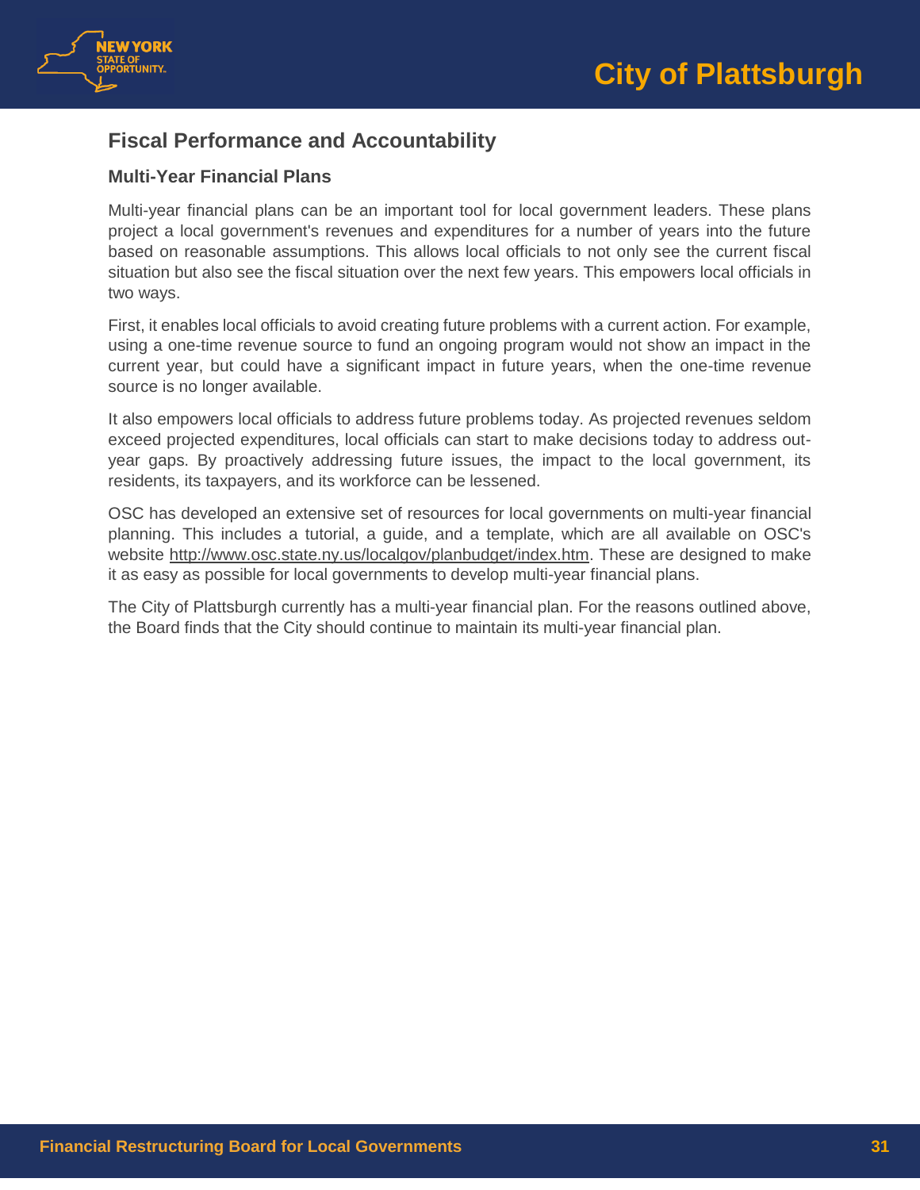## Fiscal Performance and Accountability

### Multi-Year Financial Plans

Multi-year financial plans can be an important tool for local government leaders. These plans project a local government's revenues and expenditures for a number of years into the future based on reasonable assumptions. This allows local officials to not only see the current fiscal situation but also see the fiscal situation over the next few years. This empowers local officials in two ways.

First, it enables local officials to avoid creating future problems with a current action. For example, using a one-time revenue source to fund an ongoing program would not show an impact in the current year, but could have a significant impact in future years, when the one-time revenue source is no longer available.

It also empowers local officials to address future problems today. As projected revenues seldom exceed projected expenditures, local officials can start to make decisions today to address out-year gaps. By proactively addressing future issues, the impact to the local government, its residents, its taxpayers, and its workforce can be lessened.

OSC has developed an extensive set of resources for local governments on multi-year financial planning. This includes a tutorial, a guide, and a template, which are all available on OSC's website http://www.osc.state.ny.us/localgov/planbudget/index.htm. These are designed to make it as easy as possible for local governments to develop multi-year financial plans.

The City of Plattsburgh currently has a multi-year financial plan. For the reasons outlined above, the Board finds that the City should continue to maintain its multi-year financial plan.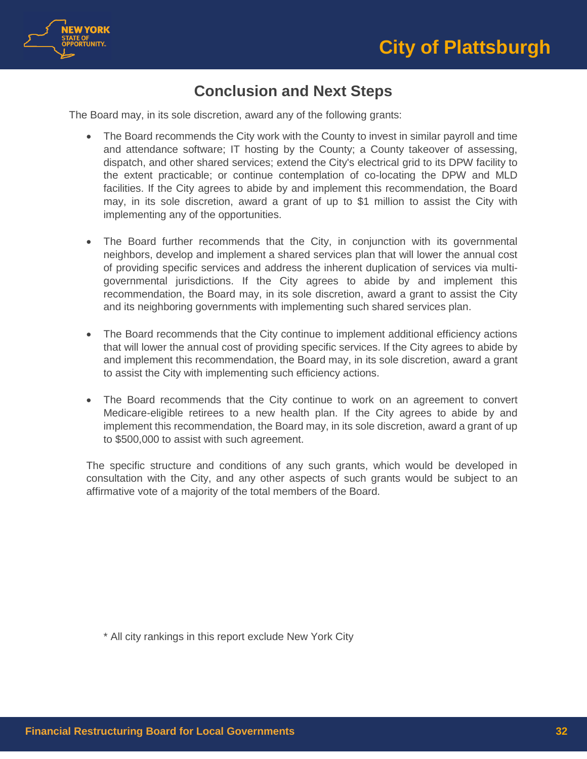## Conclusion and Next Steps

The Board may, in its sole discretion, award any of the following grants:

- The Board recommends the City work with the County to invest in similar payroll and time and attendance software; IT hosting by the County; a County takeover of assessing, dispatch, and other shared services; extend the City's electrical grid to its DPW facility to the extent practicable; or continue contemplation of co-locating the DPW and MLD facilities. If the City agrees to abide by and implement this recommendation, the Board may, in its sole discretion, award a grant of up to $1 million to assist the City with implementing any of the opportunities.

- The Board further recommends that the City, in conjunction with its governmental neighbors, develop and implement a shared services plan that will lower the annual cost of providing specific services and address the inherent duplication of services via multi-governmental jurisdictions. If the City agrees to abide by and implement this recommendation, the Board may, in its sole discretion, award a grant to assist the City and its neighboring governments with implementing such shared services plan.

- The Board recommends that the City continue to implement additional efficiency actions that will lower the annual cost of providing specific services. If the City agrees to abide by and implement this recommendation, the Board may, in its sole discretion, award a grant to assist the City with implementing such efficiency actions.

- The Board recommends that the City continue to work on an agreement to convert Medicare-eligible retirees to a new health plan. If the City agrees to abide by and implement this recommendation, the Board may, in its sole discretion, award a grant of up to $500,000 to assist with such agreement.

The specific structure and conditions of any such grants, which would be developed in consultation with the City, and any other aspects of such grants would be subject to an affirmative vote of a majority of the total members of the Board.

* All city rankings in this report exclude New York City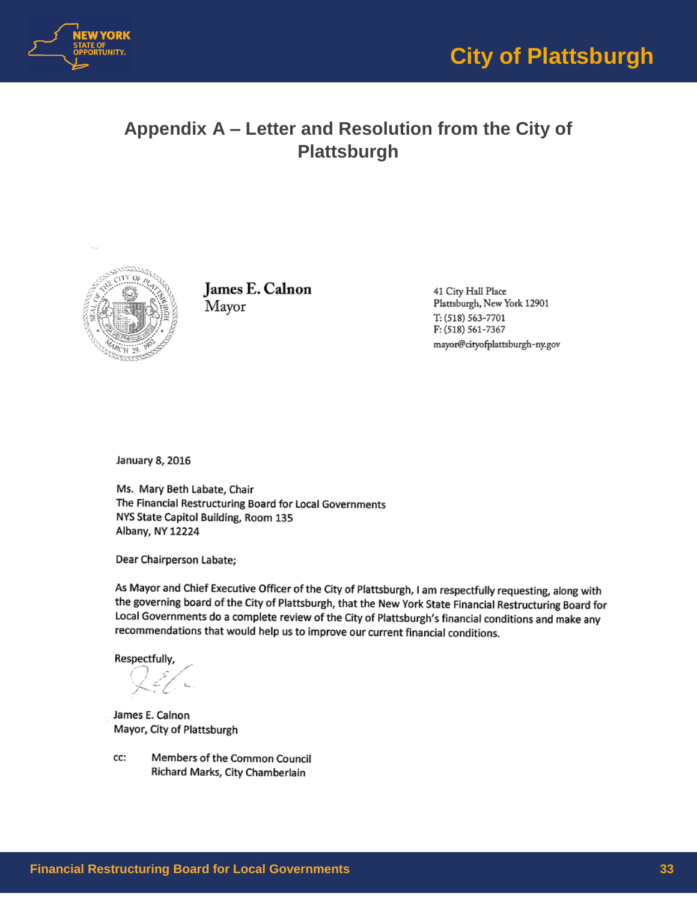## Appendix A – Letter and Resolution from the City of Plattsburgh

**James E. Calnon**
Mayor

41 City Hall Place
Plattsburgh, New York 12901
T: (518) 563-7701
F: (518) 561-7367
mayor@cityofplattsburgh-ny.gov

January 8, 2016

Ms. Mary Beth Labate, Chair
The Financial Restructuring Board for Local Governments
NYS State Capitol Building, Room 135
Albany, NY 12224

Dear Chairperson Labate;

As Mayor and Chief Executive Officer of the City of Plattsburgh, I am respectfully requesting, along with the governing board of the City of Plattsburgh, that the New York State Financial Restructuring Board for Local Governments do a complete review of the City of Plattsburgh's financial conditions and make any recommendations that would help us to improve our current financial conditions.

Respectfully,

James E. Calnon
Mayor, City of Plattsburgh

cc: Members of the Common Council
Richard Marks, City Chamberlain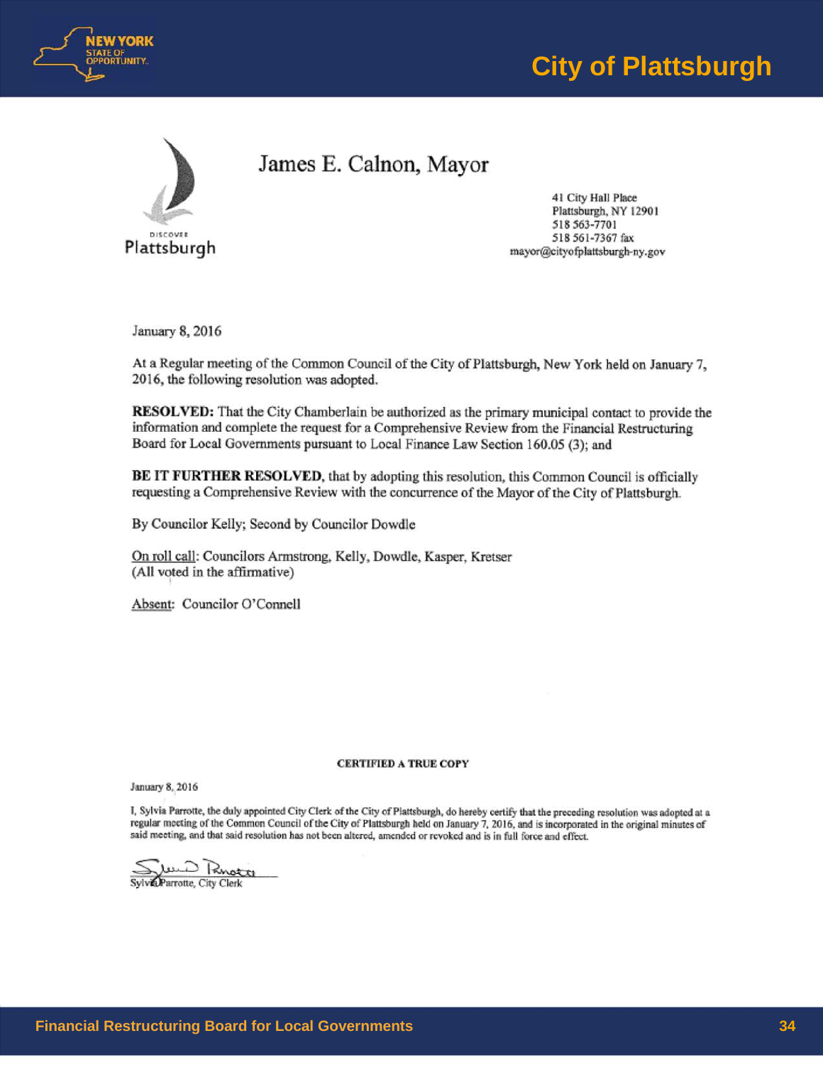James E. Calnon, Mayor

DISCOVER
Plattsburgh

41 City Hall Place
Plattsburgh, NY 12901
518 563-7701
518 561-7367 fax
mayor@cityofplattsburgh-ny.gov

January 8, 2016

At a Regular meeting of the Common Council of the City of Plattsburgh, New York held on January 7, 2016, the following resolution was adopted.

**RESOLVED:** That the City Chamberlain be authorized as the primary municipal contact to provide the information and complete the request for a Comprehensive Review from the Financial Restructuring Board for Local Governments pursuant to Local Finance Law Section 160.05 (3); and

**BE IT FURTHER RESOLVED**, that by adopting this resolution, this Common Council is officially requesting a Comprehensive Review with the concurrence of the Mayor of the City of Plattsburgh.

By Councilor Kelly; Second by Councilor Dowdle

On roll call: Councilors Armstrong, Kelly, Dowdle, Kasper, Kretser
(All voted in the affirmative)

Absent: Councilor O'Connell

**CERTIFIED A TRUE COPY**

January 8, 2016

I, Sylvia Parrotte, the duly appointed City Clerk of the City of Plattsburgh, do hereby certify that the preceding resolution was adopted at a regular meeting of the Common Council of the City of Plattsburgh held on January 7, 2016, and is incorporated in the original minutes of said meeting, and that said resolution has not been altered, amended or revoked and is in full force and effect.

Sylvia Parrotte, City Clerk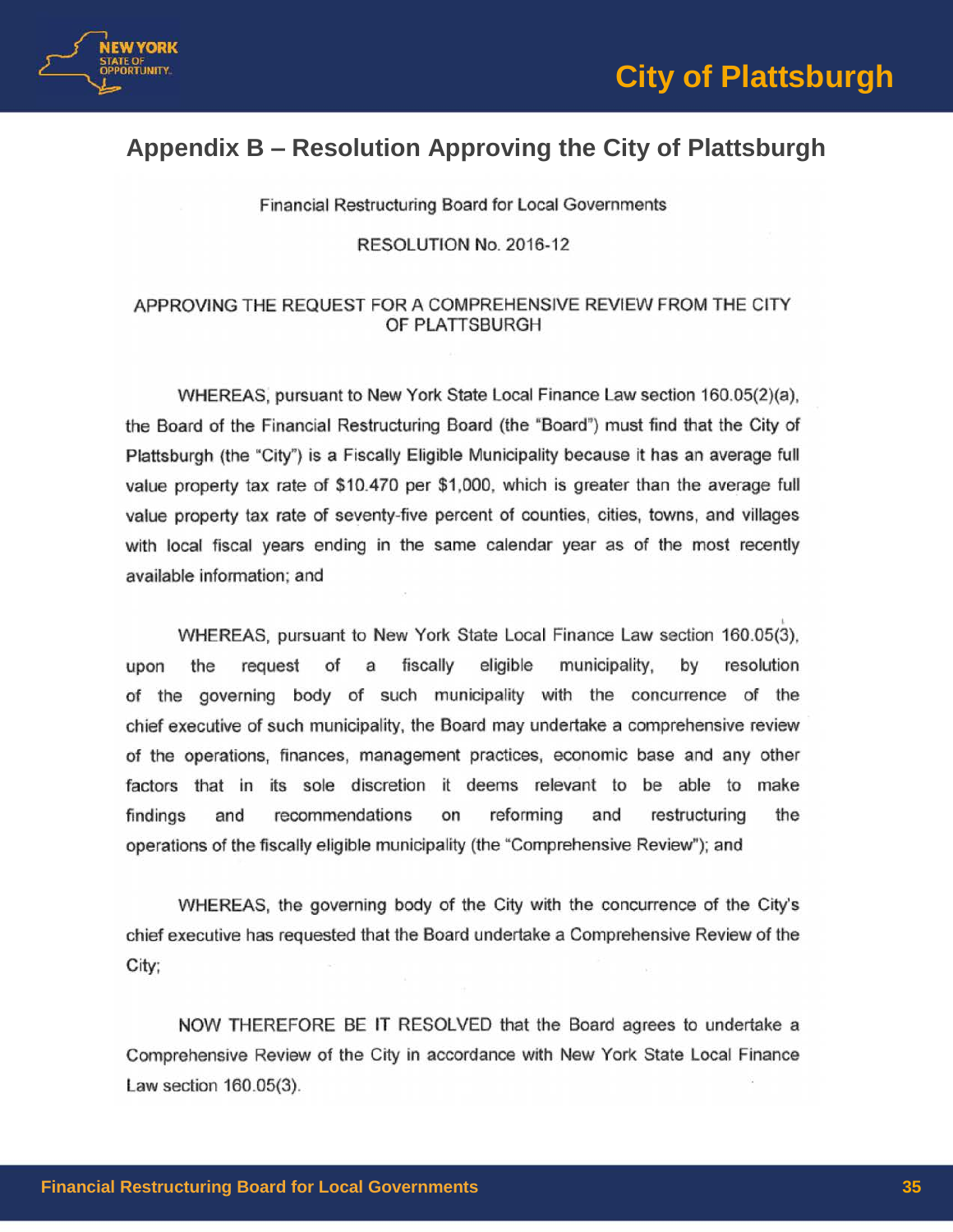## Appendix B – Resolution Approving the City of Plattsburgh

Financial Restructuring Board for Local Governments

RESOLUTION No. 2016-12

APPROVING THE REQUEST FOR A COMPREHENSIVE REVIEW FROM THE CITY OF PLATTSBURGH

WHEREAS, pursuant to New York State Local Finance Law section 160.05(2)(a), the Board of the Financial Restructuring Board (the "Board") must find that the City of Plattsburgh (the "City") is a Fiscally Eligible Municipality because it has an average full value property tax rate of $10.470 per $1,000, which is greater than the average full value property tax rate of seventy-five percent of counties, cities, towns, and villages with local fiscal years ending in the same calendar year as of the most recently available information; and

WHEREAS, pursuant to New York State Local Finance Law section 160.05(3), upon the request of a fiscally eligible municipality, by resolution of the governing body of such municipality with the concurrence of the chief executive of such municipality, the Board may undertake a comprehensive review of the operations, finances, management practices, economic base and any other factors that in its sole discretion it deems relevant to be able to make findings and recommendations on reforming and restructuring the operations of the fiscally eligible municipality (the "Comprehensive Review"); and

WHEREAS, the governing body of the City with the concurrence of the City's chief executive has requested that the Board undertake a Comprehensive Review of the City;

NOW THEREFORE BE IT RESOLVED that the Board agrees to undertake a Comprehensive Review of the City in accordance with New York State Local Finance Law section 160.05(3).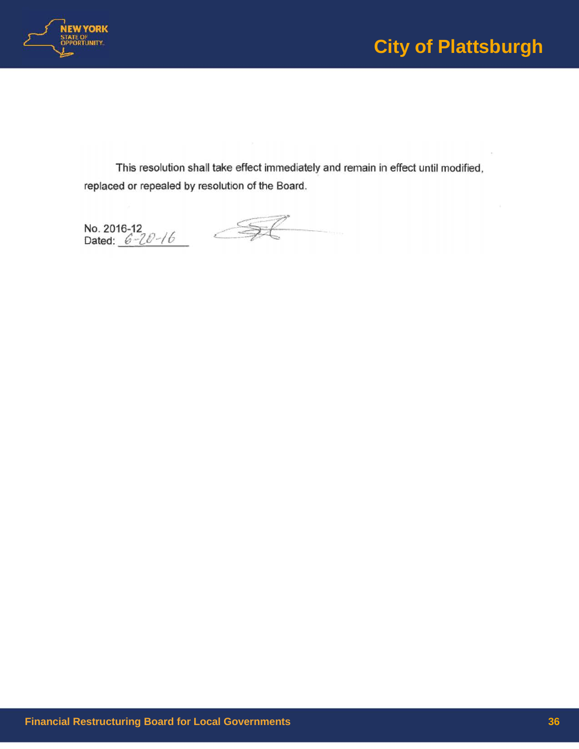This resolution shall take effect immediately and remain in effect until modified, replaced or repealed by resolution of the Board.

No. 2016-12
Dated: 6-20-16